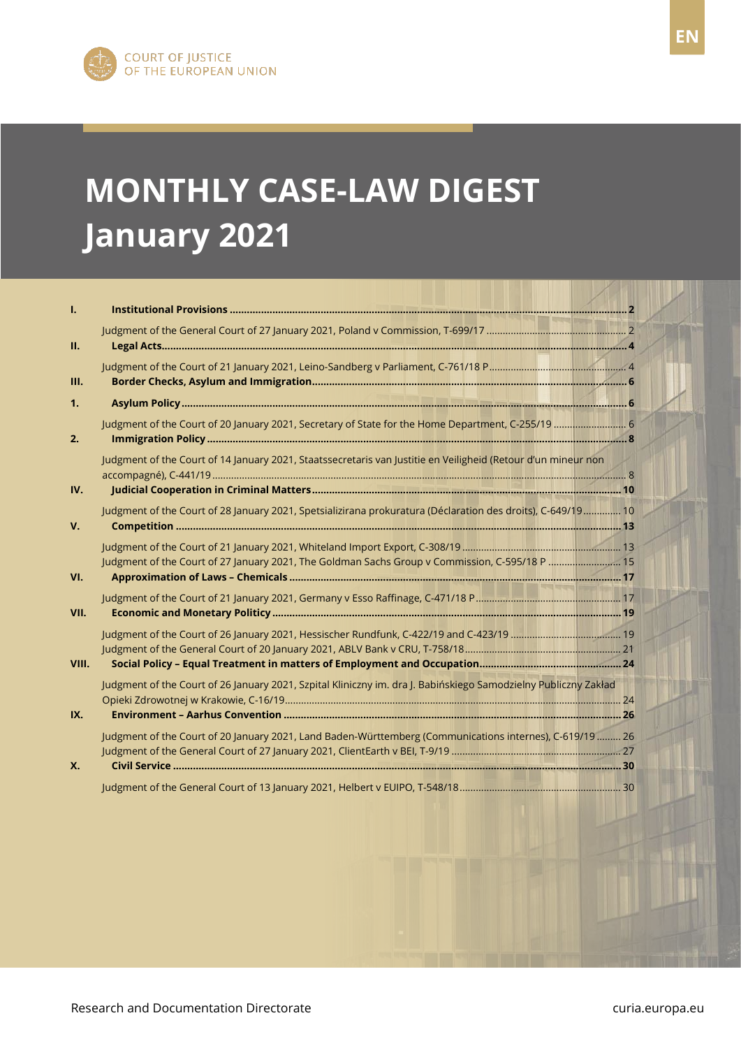EN

COURT OF JUSTICE
OF THE EUROPEAN UNION

# MONTHLY CASE-LAW DIGEST
# January 2021

**I. Institutional Provisions** ... **2**

Judgment of the General Court of 27 January 2021, Poland v Commission, T-699/17 ... 2

**II. Legal Acts** ... **4**

Judgment of the Court of 21 January 2021, Leino-Sandberg v Parliament, C-761/18 P ... 4

**III. Border Checks, Asylum and Immigration** ... **6**

**1. Asylum Policy** ... **6**

Judgment of the Court of 20 January 2021, Secretary of State for the Home Department, C-255/19 ... 6

**2. Immigration Policy** ... **8**

Judgment of the Court of 14 January 2021, Staatssecretaris van Justitie en Veiligheid (Retour d'un mineur non accompagné), C-441/19 ... 8

**IV. Judicial Cooperation in Criminal Matters** ... **10**

Judgment of the Court of 28 January 2021, Spetsializirana prokuratura (Déclaration des droits), C-649/19 ... 10

**V. Competition** ... **13**

Judgment of the Court of 21 January 2021, Whiteland Import Export, C-308/19 ... 13

Judgment of the Court of 27 January 2021, The Goldman Sachs Group v Commission, C-595/18 P ... 15

**VI. Approximation of Laws – Chemicals** ... **17**

Judgment of the Court of 21 January 2021, Germany v Esso Raffinage, C-471/18 P ... 17

**VII. Economic and Monetary Politicy** ... **19**

Judgment of the Court of 26 January 2021, Hessischer Rundfunk, C-422/19 and C-423/19 ... 19

Judgment of the General Court of 20 January 2021, ABLV Bank v CRU, T-758/18 ... 21

**VIII. Social Policy – Equal Treatment in matters of Employment and Occupation** ... **24**

Judgment of the Court of 26 January 2021, Szpital Kliniczny im. dra J. Babińskiego Samodzielny Publiczny Zakład Opieki Zdrowotnej w Krakowie, C-16/19 ... 24

**IX. Environment – Aarhus Convention** ... **26**

Judgment of the Court of 20 January 2021, Land Baden-Württemberg (Communications internes), C-619/19 ... 26

Judgment of the General Court of 27 January 2021, ClientEarth v BEI, T-9/19 ... 27

**X. Civil Service** ... **30**

Judgment of the General Court of 13 January 2021, Helbert v EUIPO, T-548/18 ... 30

Research and Documentation Directorate

curia.europa.eu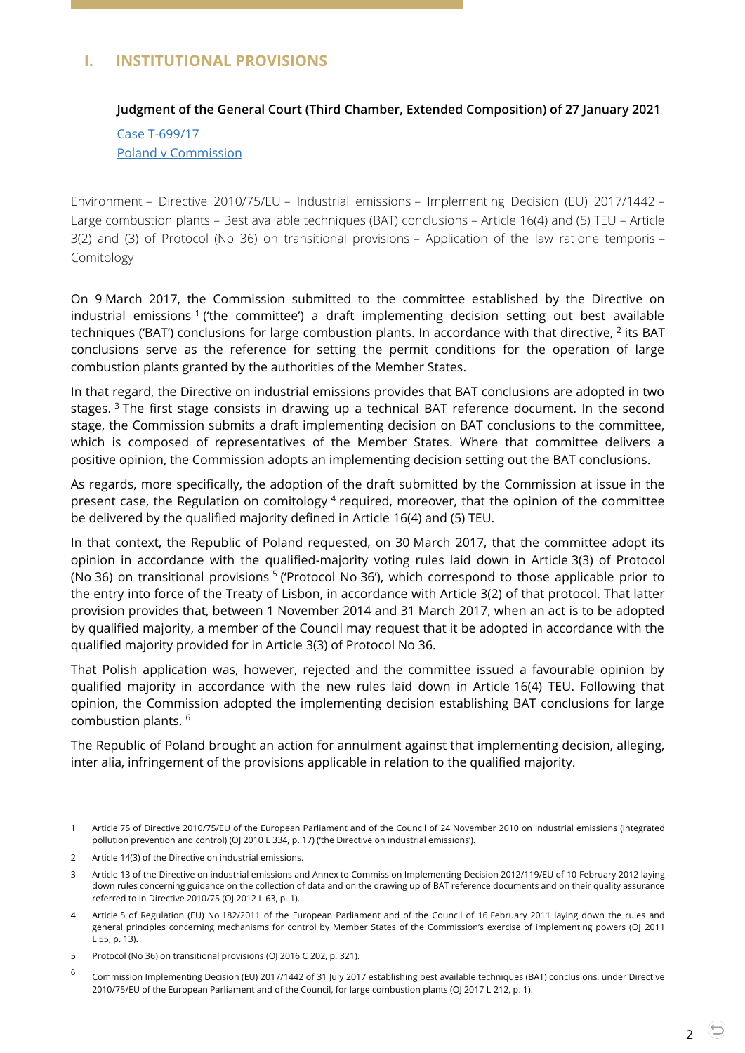## I. INSTITUTIONAL PROVISIONS

**Judgment of the General Court (Third Chamber, Extended Composition) of 27 January 2021**

Case T-699/17
Poland v Commission

Environment – Directive 2010/75/EU – Industrial emissions – Implementing Decision (EU) 2017/1442 – Large combustion plants – Best available techniques (BAT) conclusions – Article 16(4) and (5) TEU – Article 3(2) and (3) of Protocol (No 36) on transitional provisions – Application of the law ratione temporis – Comitology

On 9 March 2017, the Commission submitted to the committee established by the Directive on industrial emissions [1] ('the committee') a draft implementing decision setting out best available techniques ('BAT') conclusions for large combustion plants. In accordance with that directive, [2] its BAT conclusions serve as the reference for setting the permit conditions for the operation of large combustion plants granted by the authorities of the Member States.

In that regard, the Directive on industrial emissions provides that BAT conclusions are adopted in two stages. [3] The first stage consists in drawing up a technical BAT reference document. In the second stage, the Commission submits a draft implementing decision on BAT conclusions to the committee, which is composed of representatives of the Member States. Where that committee delivers a positive opinion, the Commission adopts an implementing decision setting out the BAT conclusions.

As regards, more specifically, the adoption of the draft submitted by the Commission at issue in the present case, the Regulation on comitology [4] required, moreover, that the opinion of the committee be delivered by the qualified majority defined in Article 16(4) and (5) TEU.

In that context, the Republic of Poland requested, on 30 March 2017, that the committee adopt its opinion in accordance with the qualified-majority voting rules laid down in Article 3(3) of Protocol (No 36) on transitional provisions [5] ('Protocol No 36'), which correspond to those applicable prior to the entry into force of the Treaty of Lisbon, in accordance with Article 3(2) of that protocol. That latter provision provides that, between 1 November 2014 and 31 March 2017, when an act is to be adopted by qualified majority, a member of the Council may request that it be adopted in accordance with the qualified majority provided for in Article 3(3) of Protocol No 36.

That Polish application was, however, rejected and the committee issued a favourable opinion by qualified majority in accordance with the new rules laid down in Article 16(4) TEU. Following that opinion, the Commission adopted the implementing decision establishing BAT conclusions for large combustion plants. [6]

The Republic of Poland brought an action for annulment against that implementing decision, alleging, inter alia, infringement of the provisions applicable in relation to the qualified majority.

---

1 Article 75 of Directive 2010/75/EU of the European Parliament and of the Council of 24 November 2010 on industrial emissions (integrated pollution prevention and control) (OJ 2010 L 334, p. 17) ('the Directive on industrial emissions').

2 Article 14(3) of the Directive on industrial emissions.

3 Article 13 of the Directive on industrial emissions and Annex to Commission Implementing Decision 2012/119/EU of 10 February 2012 laying down rules concerning guidance on the collection of data and on the drawing up of BAT reference documents and on their quality assurance referred to in Directive 2010/75 (OJ 2012 L 63, p. 1).

4 Article 5 of Regulation (EU) No 182/2011 of the European Parliament and of the Council of 16 February 2011 laying down the rules and general principles concerning mechanisms for control by Member States of the Commission's exercise of implementing powers (OJ 2011 L 55, p. 13).

5 Protocol (No 36) on transitional provisions (OJ 2016 C 202, p. 321).

6 Commission Implementing Decision (EU) 2017/1442 of 31 July 2017 establishing best available techniques (BAT) conclusions, under Directive 2010/75/EU of the European Parliament and of the Council, for large combustion plants (OJ 2017 L 212, p. 1).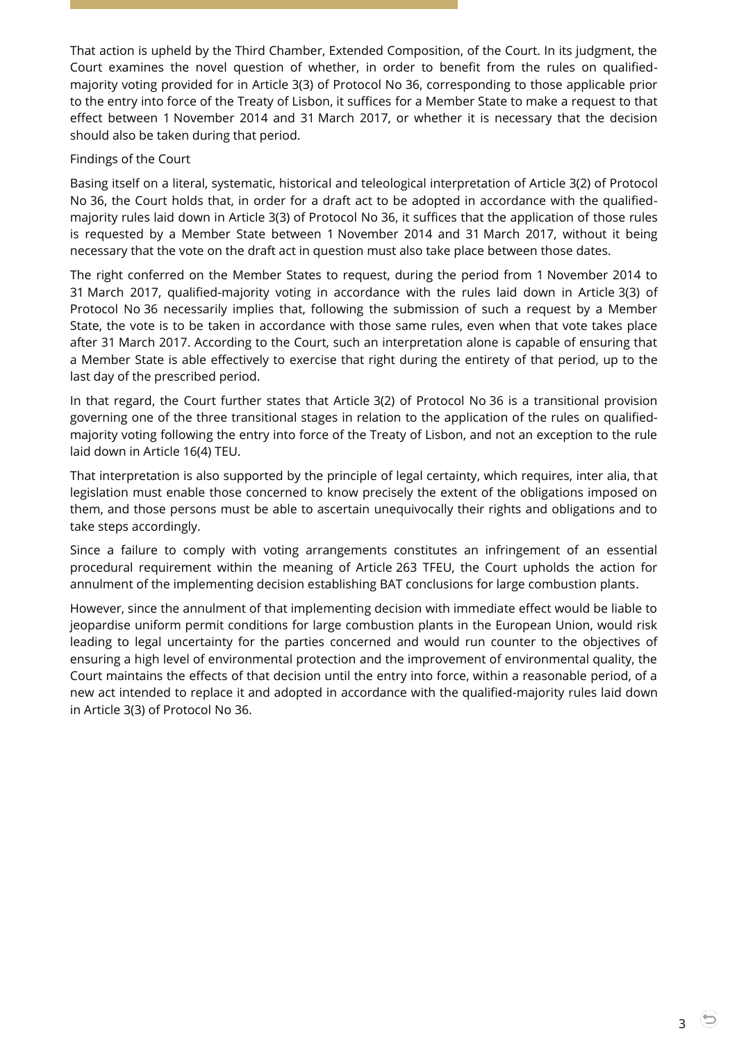That action is upheld by the Third Chamber, Extended Composition, of the Court. In its judgment, the Court examines the novel question of whether, in order to benefit from the rules on qualified-majority voting provided for in Article 3(3) of Protocol No 36, corresponding to those applicable prior to the entry into force of the Treaty of Lisbon, it suffices for a Member State to make a request to that effect between 1 November 2014 and 31 March 2017, or whether it is necessary that the decision should also be taken during that period.

Findings of the Court

Basing itself on a literal, systematic, historical and teleological interpretation of Article 3(2) of Protocol No 36, the Court holds that, in order for a draft act to be adopted in accordance with the qualified-majority rules laid down in Article 3(3) of Protocol No 36, it suffices that the application of those rules is requested by a Member State between 1 November 2014 and 31 March 2017, without it being necessary that the vote on the draft act in question must also take place between those dates.

The right conferred on the Member States to request, during the period from 1 November 2014 to 31 March 2017, qualified-majority voting in accordance with the rules laid down in Article 3(3) of Protocol No 36 necessarily implies that, following the submission of such a request by a Member State, the vote is to be taken in accordance with those same rules, even when that vote takes place after 31 March 2017. According to the Court, such an interpretation alone is capable of ensuring that a Member State is able effectively to exercise that right during the entirety of that period, up to the last day of the prescribed period.

In that regard, the Court further states that Article 3(2) of Protocol No 36 is a transitional provision governing one of the three transitional stages in relation to the application of the rules on qualified-majority voting following the entry into force of the Treaty of Lisbon, and not an exception to the rule laid down in Article 16(4) TEU.

That interpretation is also supported by the principle of legal certainty, which requires, inter alia, that legislation must enable those concerned to know precisely the extent of the obligations imposed on them, and those persons must be able to ascertain unequivocally their rights and obligations and to take steps accordingly.

Since a failure to comply with voting arrangements constitutes an infringement of an essential procedural requirement within the meaning of Article 263 TFEU, the Court upholds the action for annulment of the implementing decision establishing BAT conclusions for large combustion plants.

However, since the annulment of that implementing decision with immediate effect would be liable to jeopardise uniform permit conditions for large combustion plants in the European Union, would risk leading to legal uncertainty for the parties concerned and would run counter to the objectives of ensuring a high level of environmental protection and the improvement of environmental quality, the Court maintains the effects of that decision until the entry into force, within a reasonable period, of a new act intended to replace it and adopted in accordance with the qualified-majority rules laid down in Article 3(3) of Protocol No 36.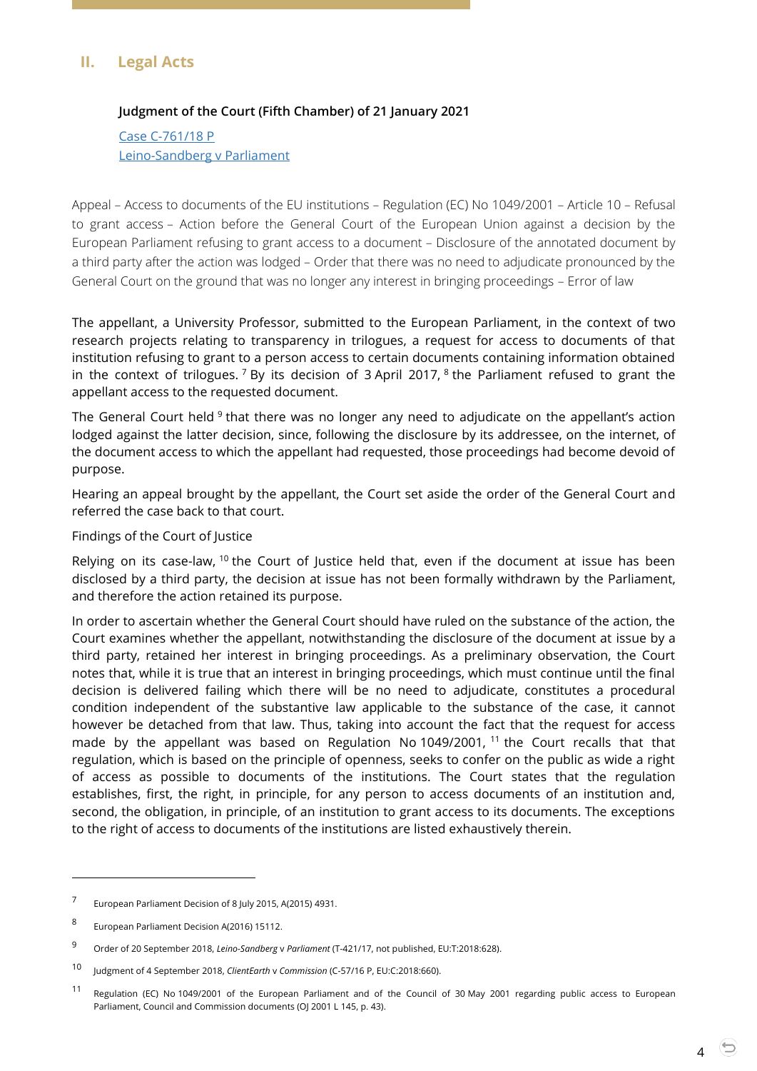## II. Legal Acts

**Judgment of the Court (Fifth Chamber) of 21 January 2021**

Case C-761/18 P
Leino-Sandberg v Parliament

Appeal – Access to documents of the EU institutions – Regulation (EC) No 1049/2001 – Article 10 – Refusal to grant access – Action before the General Court of the European Union against a decision by the European Parliament refusing to grant access to a document – Disclosure of the annotated document by a third party after the action was lodged – Order that there was no need to adjudicate pronounced by the General Court on the ground that was no longer any interest in bringing proceedings – Error of law

The appellant, a University Professor, submitted to the European Parliament, in the context of two research projects relating to transparency in trilogues, a request for access to documents of that institution refusing to grant to a person access to certain documents containing information obtained in the context of trilogues.[7] By its decision of 3 April 2017,[8] the Parliament refused to grant the appellant access to the requested document.

The General Court held[9] that there was no longer any need to adjudicate on the appellant's action lodged against the latter decision, since, following the disclosure by its addressee, on the internet, of the document access to which the appellant had requested, those proceedings had become devoid of purpose.

Hearing an appeal brought by the appellant, the Court set aside the order of the General Court and referred the case back to that court.

Findings of the Court of Justice

Relying on its case-law,[10] the Court of Justice held that, even if the document at issue has been disclosed by a third party, the decision at issue has not been formally withdrawn by the Parliament, and therefore the action retained its purpose.

In order to ascertain whether the General Court should have ruled on the substance of the action, the Court examines whether the appellant, notwithstanding the disclosure of the document at issue by a third party, retained her interest in bringing proceedings. As a preliminary observation, the Court notes that, while it is true that an interest in bringing proceedings, which must continue until the final decision is delivered failing which there will be no need to adjudicate, constitutes a procedural condition independent of the substantive law applicable to the substance of the case, it cannot however be detached from that law. Thus, taking into account the fact that the request for access made by the appellant was based on Regulation No 1049/2001,[11] the Court recalls that that regulation, which is based on the principle of openness, seeks to confer on the public as wide a right of access as possible to documents of the institutions. The Court states that the regulation establishes, first, the right, in principle, for any person to access documents of an institution and, second, the obligation, in principle, of an institution to grant access to its documents. The exceptions to the right of access to documents of the institutions are listed exhaustively therein.

---

[7] European Parliament Decision of 8 July 2015, A(2015) 4931.

[8] European Parliament Decision A(2016) 15112.

[9] Order of 20 September 2018, *Leino-Sandberg* v *Parliament* (T-421/17, not published, EU:T:2018:628).

[10] Judgment of 4 September 2018, *ClientEarth* v *Commission* (C-57/16 P, EU:C:2018:660).

[11] Regulation (EC) No 1049/2001 of the European Parliament and of the Council of 30 May 2001 regarding public access to European Parliament, Council and Commission documents (OJ 2001 L 145, p. 43).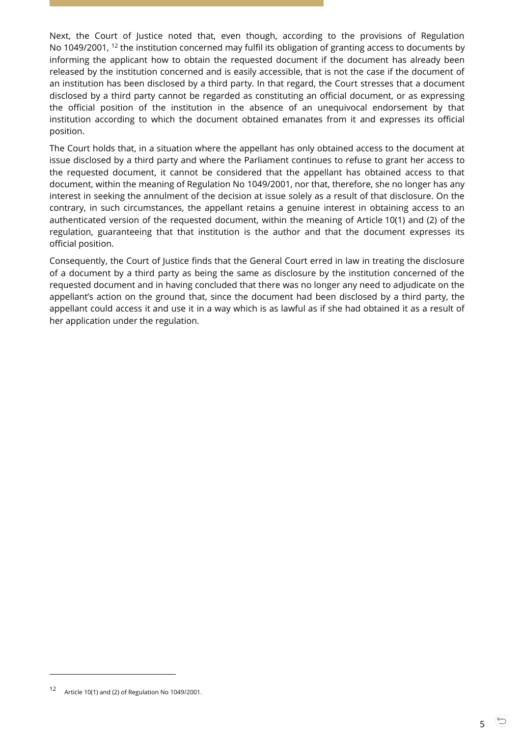Next, the Court of Justice noted that, even though, according to the provisions of Regulation No 1049/2001, [12] the institution concerned may fulfil its obligation of granting access to documents by informing the applicant how to obtain the requested document if the document has already been released by the institution concerned and is easily accessible, that is not the case if the document of an institution has been disclosed by a third party. In that regard, the Court stresses that a document disclosed by a third party cannot be regarded as constituting an official document, or as expressing the official position of the institution in the absence of an unequivocal endorsement by that institution according to which the document obtained emanates from it and expresses its official position.

The Court holds that, in a situation where the appellant has only obtained access to the document at issue disclosed by a third party and where the Parliament continues to refuse to grant her access to the requested document, it cannot be considered that the appellant has obtained access to that document, within the meaning of Regulation No 1049/2001, nor that, therefore, she no longer has any interest in seeking the annulment of the decision at issue solely as a result of that disclosure. On the contrary, in such circumstances, the appellant retains a genuine interest in obtaining access to an authenticated version of the requested document, within the meaning of Article 10(1) and (2) of the regulation, guaranteeing that that institution is the author and that the document expresses its official position.

Consequently, the Court of Justice finds that the General Court erred in law in treating the disclosure of a document by a third party as being the same as disclosure by the institution concerned of the requested document and in having concluded that there was no longer any need to adjudicate on the appellant's action on the ground that, since the document had been disclosed by a third party, the appellant could access it and use it in a way which is as lawful as if she had obtained it as a result of her application under the regulation.

---

[12] Article 10(1) and (2) of Regulation No 1049/2001.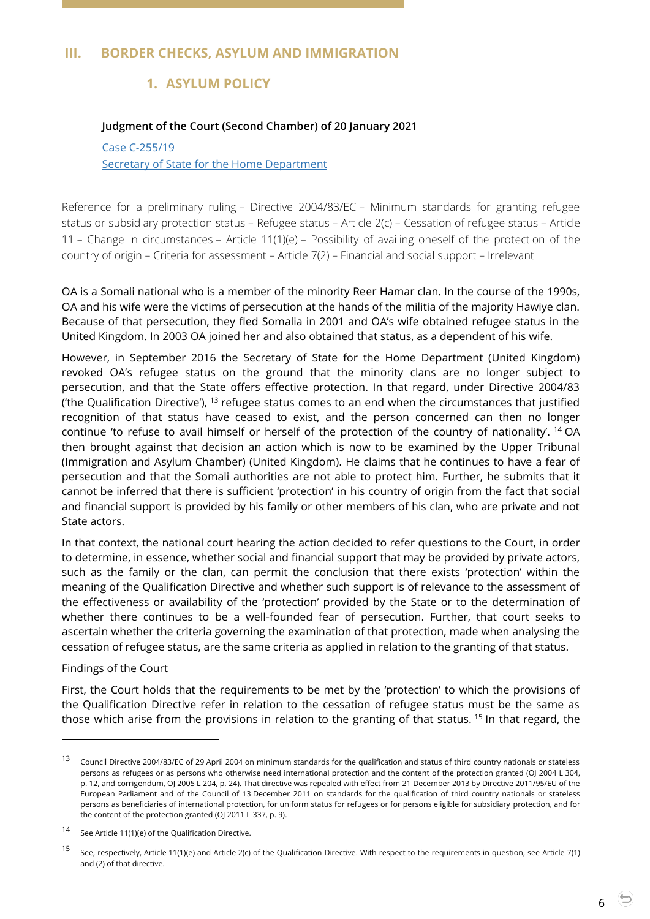## III. BORDER CHECKS, ASYLUM AND IMMIGRATION

### 1. ASYLUM POLICY

**Judgment of the Court (Second Chamber) of 20 January 2021**

Case C-255/19
Secretary of State for the Home Department

Reference for a preliminary ruling – Directive 2004/83/EC – Minimum standards for granting refugee status or subsidiary protection status – Refugee status – Article 2(c) – Cessation of refugee status – Article 11 – Change in circumstances – Article 11(1)(e) – Possibility of availing oneself of the protection of the country of origin – Criteria for assessment – Article 7(2) – Financial and social support – Irrelevant

OA is a Somali national who is a member of the minority Reer Hamar clan. In the course of the 1990s, OA and his wife were the victims of persecution at the hands of the militia of the majority Hawiye clan. Because of that persecution, they fled Somalia in 2001 and OA's wife obtained refugee status in the United Kingdom. In 2003 OA joined her and also obtained that status, as a dependent of his wife.

However, in September 2016 the Secretary of State for the Home Department (United Kingdom) revoked OA's refugee status on the ground that the minority clans are no longer subject to persecution, and that the State offers effective protection. In that regard, under Directive 2004/83 ('the Qualification Directive'), [13] refugee status comes to an end when the circumstances that justified recognition of that status have ceased to exist, and the person concerned can then no longer continue 'to refuse to avail himself or herself of the protection of the country of nationality'. [14] OA then brought against that decision an action which is now to be examined by the Upper Tribunal (Immigration and Asylum Chamber) (United Kingdom). He claims that he continues to have a fear of persecution and that the Somali authorities are not able to protect him. Further, he submits that it cannot be inferred that there is sufficient 'protection' in his country of origin from the fact that social and financial support is provided by his family or other members of his clan, who are private and not State actors.

In that context, the national court hearing the action decided to refer questions to the Court, in order to determine, in essence, whether social and financial support that may be provided by private actors, such as the family or the clan, can permit the conclusion that there exists 'protection' within the meaning of the Qualification Directive and whether such support is of relevance to the assessment of the effectiveness or availability of the 'protection' provided by the State or to the determination of whether there continues to be a well-founded fear of persecution. Further, that court seeks to ascertain whether the criteria governing the examination of that protection, made when analysing the cessation of refugee status, are the same criteria as applied in relation to the granting of that status.

Findings of the Court

First, the Court holds that the requirements to be met by the 'protection' to which the provisions of the Qualification Directive refer in relation to the cessation of refugee status must be the same as those which arise from the provisions in relation to the granting of that status. [15] In that regard, the

---

[13] Council Directive 2004/83/EC of 29 April 2004 on minimum standards for the qualification and status of third country nationals or stateless persons as refugees or as persons who otherwise need international protection and the content of the protection granted (OJ 2004 L 304, p. 12, and corrigendum, OJ 2005 L 204, p. 24). That directive was repealed with effect from 21 December 2013 by Directive 2011/95/EU of the European Parliament and of the Council of 13 December 2011 on standards for the qualification of third country nationals or stateless persons as beneficiaries of international protection, for uniform status for refugees or for persons eligible for subsidiary protection, and for the content of the protection granted (OJ 2011 L 337, p. 9).

[14] See Article 11(1)(e) of the Qualification Directive.

[15] See, respectively, Article 11(1)(e) and Article 2(c) of the Qualification Directive. With respect to the requirements in question, see Article 7(1) and (2) of that directive.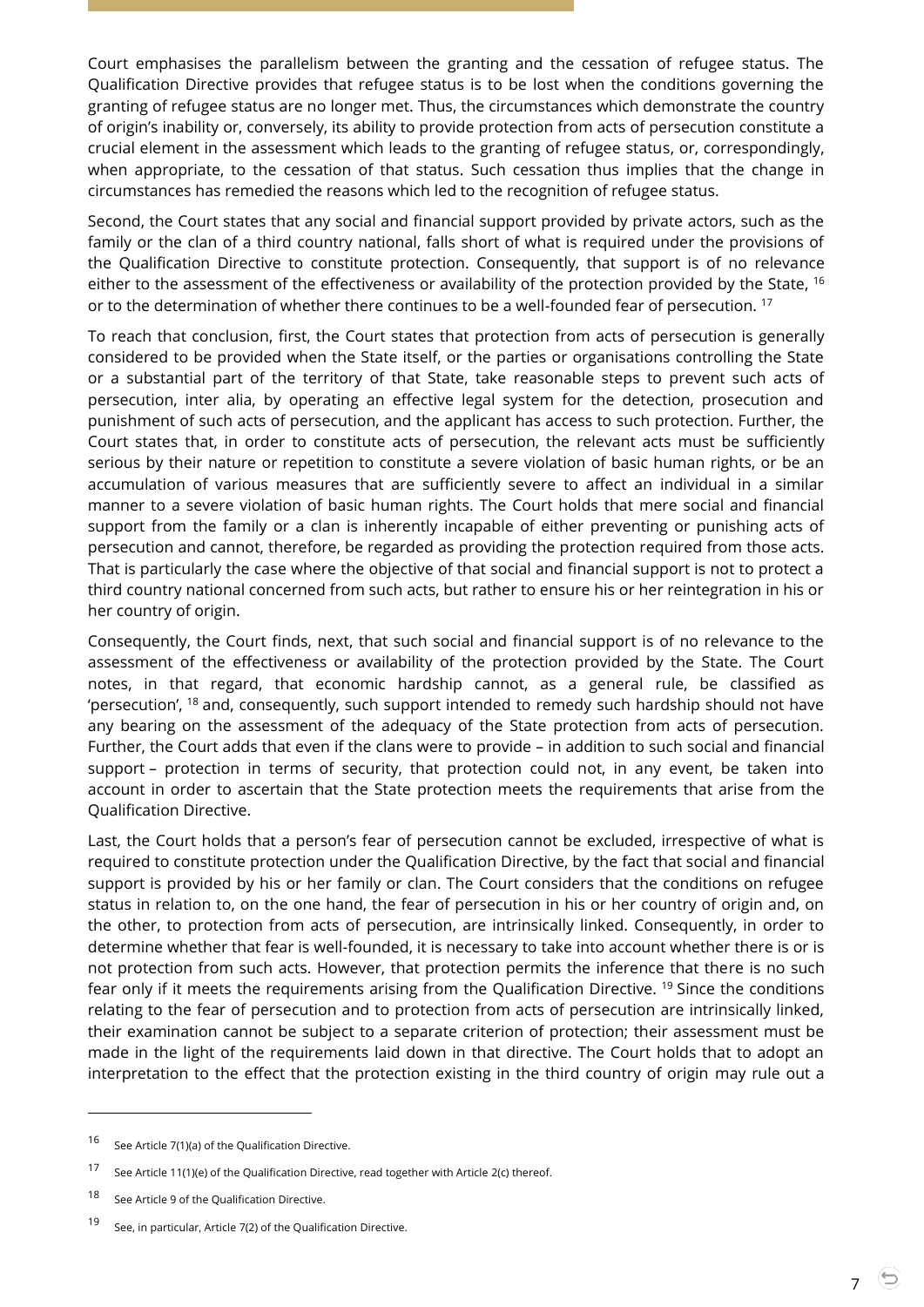Court emphasises the parallelism between the granting and the cessation of refugee status. The Qualification Directive provides that refugee status is to be lost when the conditions governing the granting of refugee status are no longer met. Thus, the circumstances which demonstrate the country of origin's inability or, conversely, its ability to provide protection from acts of persecution constitute a crucial element in the assessment which leads to the granting of refugee status, or, correspondingly, when appropriate, to the cessation of that status. Such cessation thus implies that the change in circumstances has remedied the reasons which led to the recognition of refugee status.

Second, the Court states that any social and financial support provided by private actors, such as the family or the clan of a third country national, falls short of what is required under the provisions of the Qualification Directive to constitute protection. Consequently, that support is of no relevance either to the assessment of the effectiveness or availability of the protection provided by the State, [16] or to the determination of whether there continues to be a well-founded fear of persecution. [17]

To reach that conclusion, first, the Court states that protection from acts of persecution is generally considered to be provided when the State itself, or the parties or organisations controlling the State or a substantial part of the territory of that State, take reasonable steps to prevent such acts of persecution, inter alia, by operating an effective legal system for the detection, prosecution and punishment of such acts of persecution, and the applicant has access to such protection. Further, the Court states that, in order to constitute acts of persecution, the relevant acts must be sufficiently serious by their nature or repetition to constitute a severe violation of basic human rights, or be an accumulation of various measures that are sufficiently severe to affect an individual in a similar manner to a severe violation of basic human rights. The Court holds that mere social and financial support from the family or a clan is inherently incapable of either preventing or punishing acts of persecution and cannot, therefore, be regarded as providing the protection required from those acts. That is particularly the case where the objective of that social and financial support is not to protect a third country national concerned from such acts, but rather to ensure his or her reintegration in his or her country of origin.

Consequently, the Court finds, next, that such social and financial support is of no relevance to the assessment of the effectiveness or availability of the protection provided by the State. The Court notes, in that regard, that economic hardship cannot, as a general rule, be classified as 'persecution', [18] and, consequently, such support intended to remedy such hardship should not have any bearing on the assessment of the adequacy of the State protection from acts of persecution. Further, the Court adds that even if the clans were to provide – in addition to such social and financial support – protection in terms of security, that protection could not, in any event, be taken into account in order to ascertain that the State protection meets the requirements that arise from the Qualification Directive.

Last, the Court holds that a person's fear of persecution cannot be excluded, irrespective of what is required to constitute protection under the Qualification Directive, by the fact that social and financial support is provided by his or her family or clan. The Court considers that the conditions on refugee status in relation to, on the one hand, the fear of persecution in his or her country of origin and, on the other, to protection from acts of persecution, are intrinsically linked. Consequently, in order to determine whether that fear is well-founded, it is necessary to take into account whether there is or is not protection from such acts. However, that protection permits the inference that there is no such fear only if it meets the requirements arising from the Qualification Directive. [19] Since the conditions relating to the fear of persecution and to protection from acts of persecution are intrinsically linked, their examination cannot be subject to a separate criterion of protection; their assessment must be made in the light of the requirements laid down in that directive. The Court holds that to adopt an interpretation to the effect that the protection existing in the third country of origin may rule out a

---

[16] See Article 7(1)(a) of the Qualification Directive.

[17] See Article 11(1)(e) of the Qualification Directive, read together with Article 2(c) thereof.

[18] See Article 9 of the Qualification Directive.

[19] See, in particular, Article 7(2) of the Qualification Directive.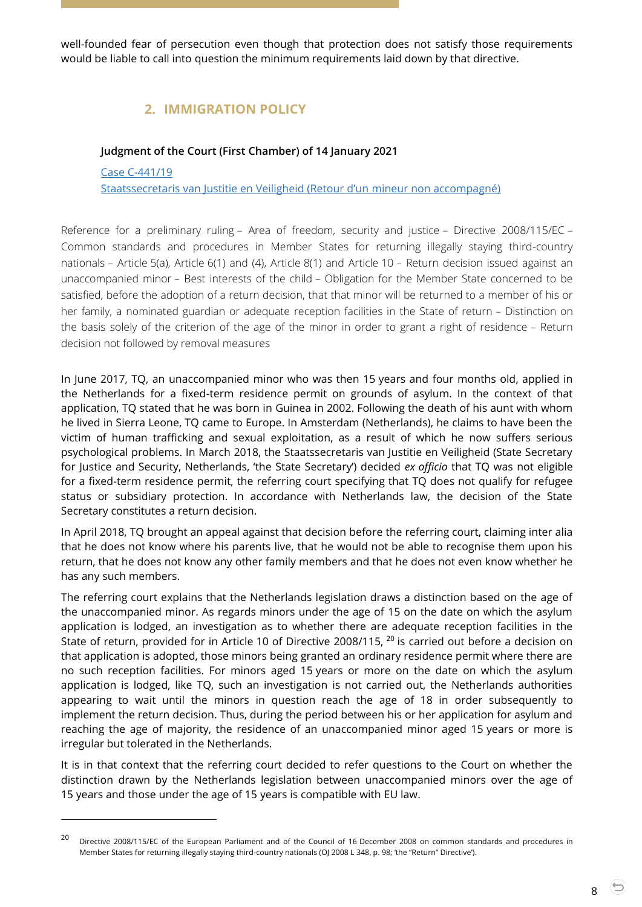well-founded fear of persecution even though that protection does not satisfy those requirements would be liable to call into question the minimum requirements laid down by that directive.

## 2. IMMIGRATION POLICY

**Judgment of the Court (First Chamber) of 14 January 2021**

[Case C-441/19](#)

[Staatssecretaris van Justitie en Veiligheid (Retour d'un mineur non accompagné)](#)

Reference for a preliminary ruling – Area of freedom, security and justice – Directive 2008/115/EC – Common standards and procedures in Member States for returning illegally staying third-country nationals – Article 5(a), Article 6(1) and (4), Article 8(1) and Article 10 – Return decision issued against an unaccompanied minor – Best interests of the child – Obligation for the Member State concerned to be satisfied, before the adoption of a return decision, that that minor will be returned to a member of his or her family, a nominated guardian or adequate reception facilities in the State of return – Distinction on the basis solely of the criterion of the age of the minor in order to grant a right of residence – Return decision not followed by removal measures

In June 2017, TQ, an unaccompanied minor who was then 15 years and four months old, applied in the Netherlands for a fixed-term residence permit on grounds of asylum. In the context of that application, TQ stated that he was born in Guinea in 2002. Following the death of his aunt with whom he lived in Sierra Leone, TQ came to Europe. In Amsterdam (Netherlands), he claims to have been the victim of human trafficking and sexual exploitation, as a result of which he now suffers serious psychological problems. In March 2018, the Staatssecretaris van Justitie en Veiligheid (State Secretary for Justice and Security, Netherlands, 'the State Secretary') decided *ex officio* that TQ was not eligible for a fixed-term residence permit, the referring court specifying that TQ does not qualify for refugee status or subsidiary protection. In accordance with Netherlands law, the decision of the State Secretary constitutes a return decision.

In April 2018, TQ brought an appeal against that decision before the referring court, claiming inter alia that he does not know where his parents live, that he would not be able to recognise them upon his return, that he does not know any other family members and that he does not even know whether he has any such members.

The referring court explains that the Netherlands legislation draws a distinction based on the age of the unaccompanied minor. As regards minors under the age of 15 on the date on which the asylum application is lodged, an investigation as to whether there are adequate reception facilities in the State of return, provided for in Article 10 of Directive 2008/115, [20] is carried out before a decision on that application is adopted, those minors being granted an ordinary residence permit where there are no such reception facilities. For minors aged 15 years or more on the date on which the asylum application is lodged, like TQ, such an investigation is not carried out, the Netherlands authorities appearing to wait until the minors in question reach the age of 18 in order subsequently to implement the return decision. Thus, during the period between his or her application for asylum and reaching the age of majority, the residence of an unaccompanied minor aged 15 years or more is irregular but tolerated in the Netherlands.

It is in that context that the referring court decided to refer questions to the Court on whether the distinction drawn by the Netherlands legislation between unaccompanied minors over the age of 15 years and those under the age of 15 years is compatible with EU law.

---

[20] Directive 2008/115/EC of the European Parliament and of the Council of 16 December 2008 on common standards and procedures in Member States for returning illegally staying third-country nationals (OJ 2008 L 348, p. 98; 'the "Return" Directive').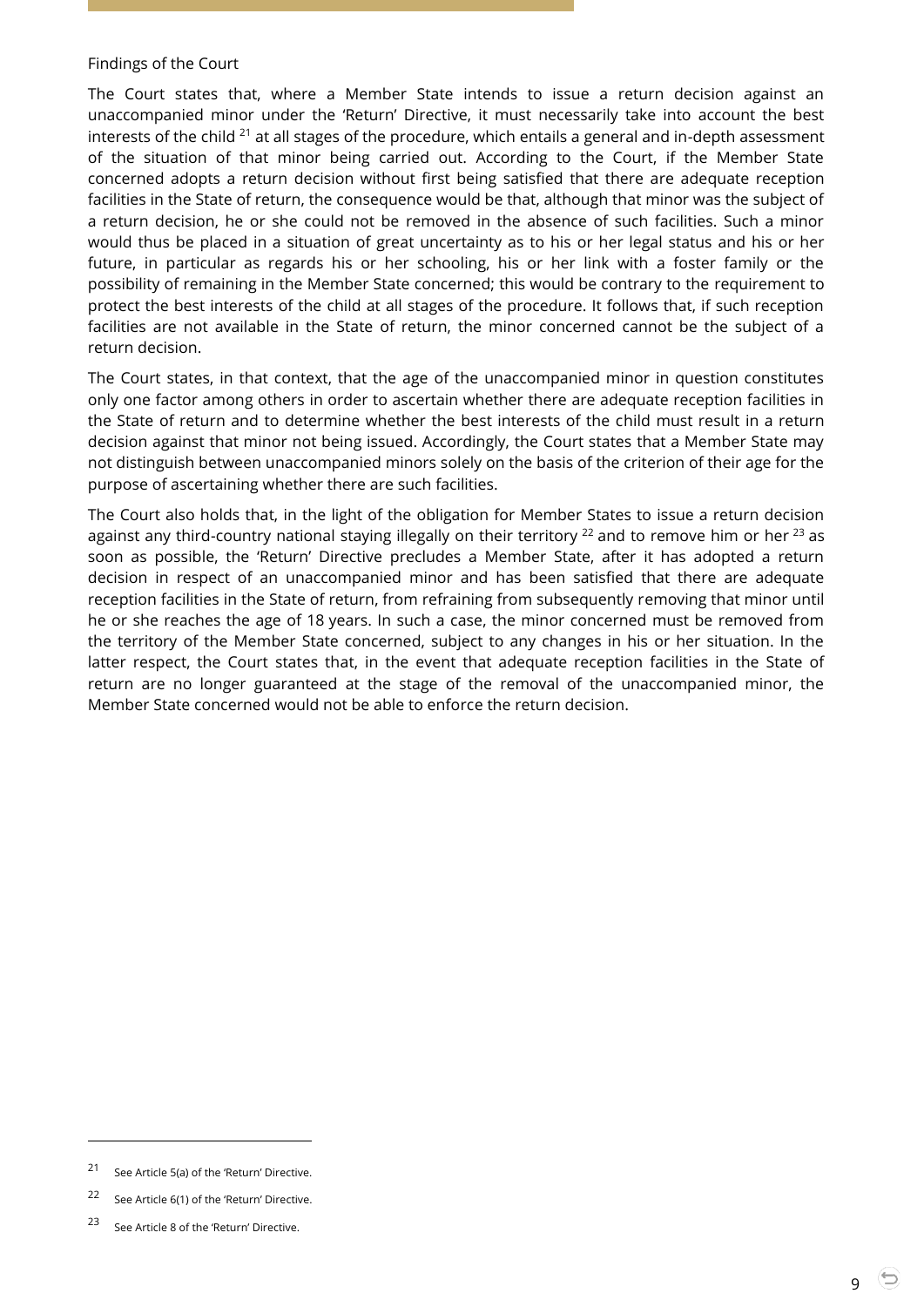Findings of the Court

The Court states that, where a Member State intends to issue a return decision against an unaccompanied minor under the 'Return' Directive, it must necessarily take into account the best interests of the child [21] at all stages of the procedure, which entails a general and in-depth assessment of the situation of that minor being carried out. According to the Court, if the Member State concerned adopts a return decision without first being satisfied that there are adequate reception facilities in the State of return, the consequence would be that, although that minor was the subject of a return decision, he or she could not be removed in the absence of such facilities. Such a minor would thus be placed in a situation of great uncertainty as to his or her legal status and his or her future, in particular as regards his or her schooling, his or her link with a foster family or the possibility of remaining in the Member State concerned; this would be contrary to the requirement to protect the best interests of the child at all stages of the procedure. It follows that, if such reception facilities are not available in the State of return, the minor concerned cannot be the subject of a return decision.

The Court states, in that context, that the age of the unaccompanied minor in question constitutes only one factor among others in order to ascertain whether there are adequate reception facilities in the State of return and to determine whether the best interests of the child must result in a return decision against that minor not being issued. Accordingly, the Court states that a Member State may not distinguish between unaccompanied minors solely on the basis of the criterion of their age for the purpose of ascertaining whether there are such facilities.

The Court also holds that, in the light of the obligation for Member States to issue a return decision against any third-country national staying illegally on their territory [22] and to remove him or her [23] as soon as possible, the 'Return' Directive precludes a Member State, after it has adopted a return decision in respect of an unaccompanied minor and has been satisfied that there are adequate reception facilities in the State of return, from refraining from subsequently removing that minor until he or she reaches the age of 18 years. In such a case, the minor concerned must be removed from the territory of the Member State concerned, subject to any changes in his or her situation. In the latter respect, the Court states that, in the event that adequate reception facilities in the State of return are no longer guaranteed at the stage of the removal of the unaccompanied minor, the Member State concerned would not be able to enforce the return decision.

---

[21] See Article 5(a) of the 'Return' Directive.

[22] See Article 6(1) of the 'Return' Directive.

[23] See Article 8 of the 'Return' Directive.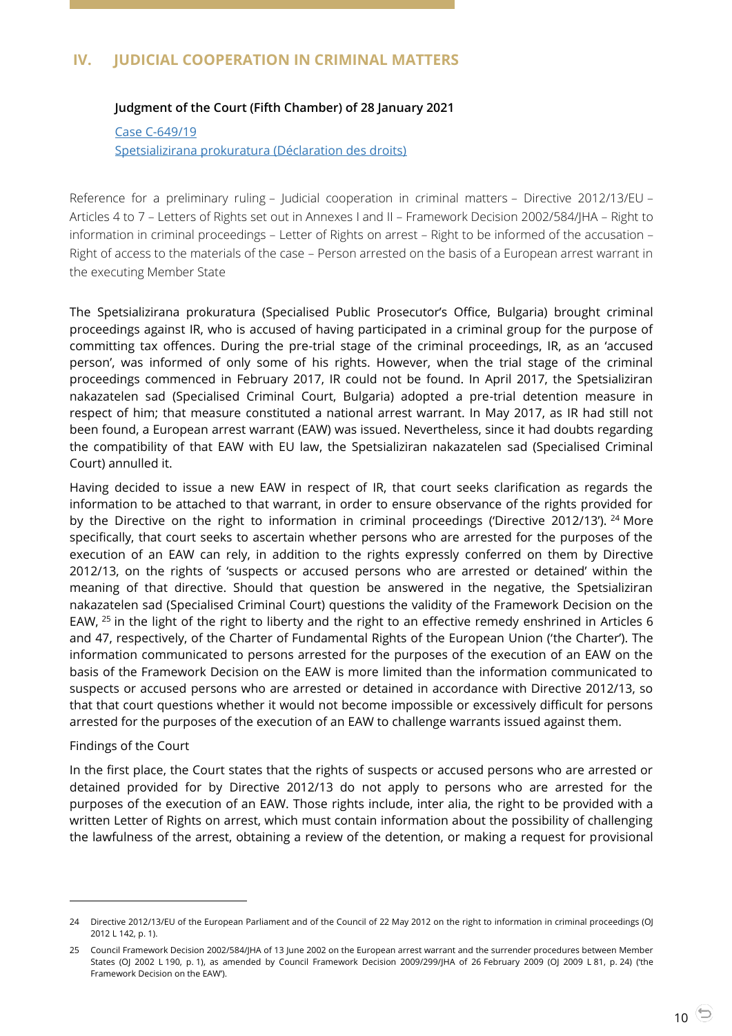## IV. JUDICIAL COOPERATION IN CRIMINAL MATTERS

**Judgment of the Court (Fifth Chamber) of 28 January 2021**

Case C-649/19
Spetsializirana prokuratura (Déclaration des droits)

Reference for a preliminary ruling – Judicial cooperation in criminal matters – Directive 2012/13/EU – Articles 4 to 7 – Letters of Rights set out in Annexes I and II – Framework Decision 2002/584/JHA – Right to information in criminal proceedings – Letter of Rights on arrest – Right to be informed of the accusation – Right of access to the materials of the case – Person arrested on the basis of a European arrest warrant in the executing Member State

The Spetsializirana prokuratura (Specialised Public Prosecutor's Office, Bulgaria) brought criminal proceedings against IR, who is accused of having participated in a criminal group for the purpose of committing tax offences. During the pre-trial stage of the criminal proceedings, IR, as an 'accused person', was informed of only some of his rights. However, when the trial stage of the criminal proceedings commenced in February 2017, IR could not be found. In April 2017, the Spetsializiran nakazatelen sad (Specialised Criminal Court, Bulgaria) adopted a pre-trial detention measure in respect of him; that measure constituted a national arrest warrant. In May 2017, as IR had still not been found, a European arrest warrant (EAW) was issued. Nevertheless, since it had doubts regarding the compatibility of that EAW with EU law, the Spetsializiran nakazatelen sad (Specialised Criminal Court) annulled it.

Having decided to issue a new EAW in respect of IR, that court seeks clarification as regards the information to be attached to that warrant, in order to ensure observance of the rights provided for by the Directive on the right to information in criminal proceedings ('Directive 2012/13'). [24] More specifically, that court seeks to ascertain whether persons who are arrested for the purposes of the execution of an EAW can rely, in addition to the rights expressly conferred on them by Directive 2012/13, on the rights of 'suspects or accused persons who are arrested or detained' within the meaning of that directive. Should that question be answered in the negative, the Spetsializiran nakazatelen sad (Specialised Criminal Court) questions the validity of the Framework Decision on the EAW, [25] in the light of the right to liberty and the right to an effective remedy enshrined in Articles 6 and 47, respectively, of the Charter of Fundamental Rights of the European Union ('the Charter'). The information communicated to persons arrested for the purposes of the execution of an EAW on the basis of the Framework Decision on the EAW is more limited than the information communicated to suspects or accused persons who are arrested or detained in accordance with Directive 2012/13, so that that court questions whether it would not become impossible or excessively difficult for persons arrested for the purposes of the execution of an EAW to challenge warrants issued against them.

Findings of the Court

In the first place, the Court states that the rights of suspects or accused persons who are arrested or detained provided for by Directive 2012/13 do not apply to persons who are arrested for the purposes of the execution of an EAW. Those rights include, inter alia, the right to be provided with a written Letter of Rights on arrest, which must contain information about the possibility of challenging the lawfulness of the arrest, obtaining a review of the detention, or making a request for provisional

---

24 Directive 2012/13/EU of the European Parliament and of the Council of 22 May 2012 on the right to information in criminal proceedings (OJ 2012 L 142, p. 1).

25 Council Framework Decision 2002/584/JHA of 13 June 2002 on the European arrest warrant and the surrender procedures between Member States (OJ 2002 L 190, p. 1), as amended by Council Framework Decision 2009/299/JHA of 26 February 2009 (OJ 2009 L 81, p. 24) ('the Framework Decision on the EAW').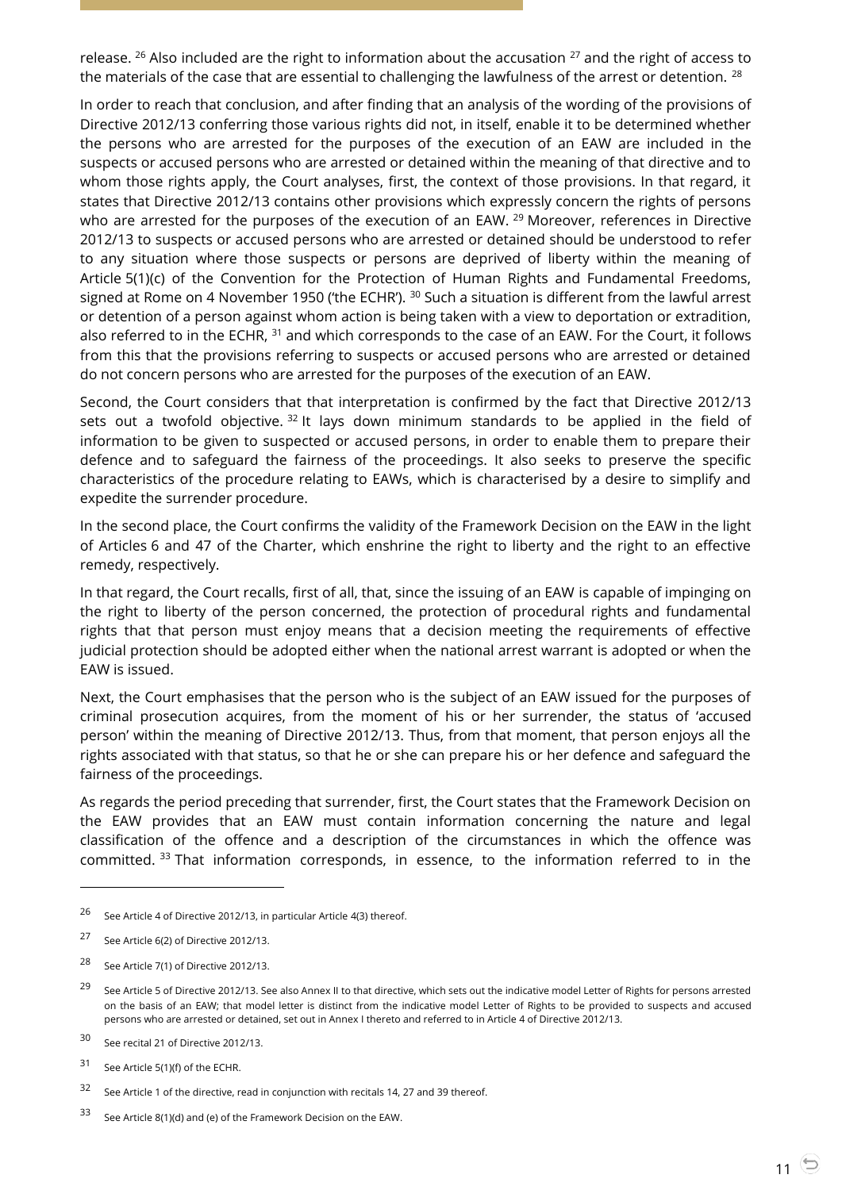release. [26] Also included are the right to information about the accusation [27] and the right of access to the materials of the case that are essential to challenging the lawfulness of the arrest or detention. [28]

In order to reach that conclusion, and after finding that an analysis of the wording of the provisions of Directive 2012/13 conferring those various rights did not, in itself, enable it to be determined whether the persons who are arrested for the purposes of the execution of an EAW are included in the suspects or accused persons who are arrested or detained within the meaning of that directive and to whom those rights apply, the Court analyses, first, the context of those provisions. In that regard, it states that Directive 2012/13 contains other provisions which expressly concern the rights of persons who are arrested for the purposes of the execution of an EAW. [29] Moreover, references in Directive 2012/13 to suspects or accused persons who are arrested or detained should be understood to refer to any situation where those suspects or persons are deprived of liberty within the meaning of Article 5(1)(c) of the Convention for the Protection of Human Rights and Fundamental Freedoms, signed at Rome on 4 November 1950 ('the ECHR'). [30] Such a situation is different from the lawful arrest or detention of a person against whom action is being taken with a view to deportation or extradition, also referred to in the ECHR, [31] and which corresponds to the case of an EAW. For the Court, it follows from this that the provisions referring to suspects or accused persons who are arrested or detained do not concern persons who are arrested for the purposes of the execution of an EAW.

Second, the Court considers that that interpretation is confirmed by the fact that Directive 2012/13 sets out a twofold objective. [32] It lays down minimum standards to be applied in the field of information to be given to suspected or accused persons, in order to enable them to prepare their defence and to safeguard the fairness of the proceedings. It also seeks to preserve the specific characteristics of the procedure relating to EAWs, which is characterised by a desire to simplify and expedite the surrender procedure.

In the second place, the Court confirms the validity of the Framework Decision on the EAW in the light of Articles 6 and 47 of the Charter, which enshrine the right to liberty and the right to an effective remedy, respectively.

In that regard, the Court recalls, first of all, that, since the issuing of an EAW is capable of impinging on the right to liberty of the person concerned, the protection of procedural rights and fundamental rights that that person must enjoy means that a decision meeting the requirements of effective judicial protection should be adopted either when the national arrest warrant is adopted or when the EAW is issued.

Next, the Court emphasises that the person who is the subject of an EAW issued for the purposes of criminal prosecution acquires, from the moment of his or her surrender, the status of 'accused person' within the meaning of Directive 2012/13. Thus, from that moment, that person enjoys all the rights associated with that status, so that he or she can prepare his or her defence and safeguard the fairness of the proceedings.

As regards the period preceding that surrender, first, the Court states that the Framework Decision on the EAW provides that an EAW must contain information concerning the nature and legal classification of the offence and a description of the circumstances in which the offence was committed. [33] That information corresponds, in essence, to the information referred to in the

---

[26] See Article 4 of Directive 2012/13, in particular Article 4(3) thereof.

[27] See Article 6(2) of Directive 2012/13.

[28] See Article 7(1) of Directive 2012/13.

[29] See Article 5 of Directive 2012/13. See also Annex II to that directive, which sets out the indicative model Letter of Rights for persons arrested on the basis of an EAW; that model letter is distinct from the indicative model Letter of Rights to be provided to suspects and accused persons who are arrested or detained, set out in Annex I thereto and referred to in Article 4 of Directive 2012/13.

[30] See recital 21 of Directive 2012/13.

[31] See Article 5(1)(f) of the ECHR.

[32] See Article 1 of the directive, read in conjunction with recitals 14, 27 and 39 thereof.

[33] See Article 8(1)(d) and (e) of the Framework Decision on the EAW.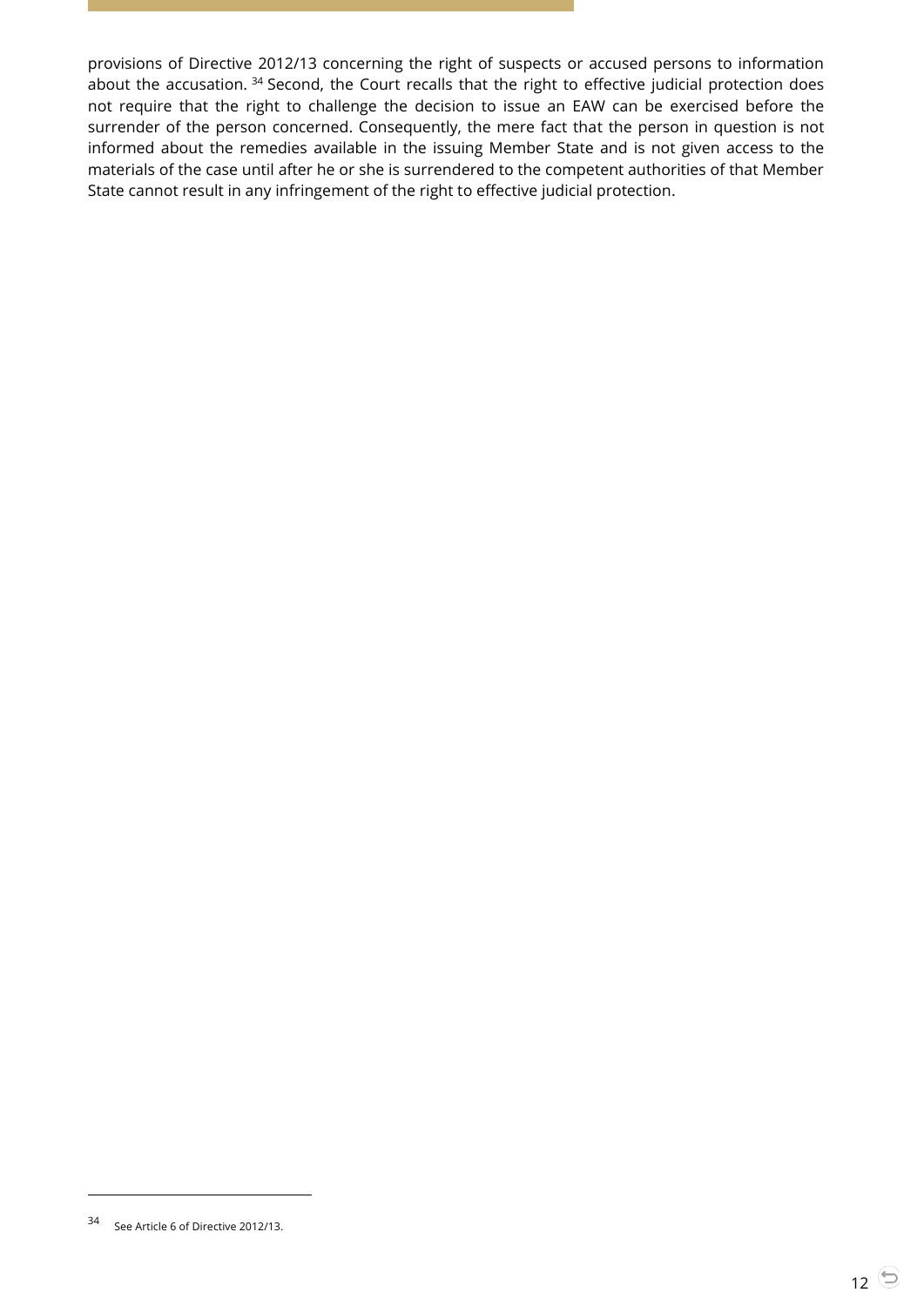provisions of Directive 2012/13 concerning the right of suspects or accused persons to information about the accusation. [34] Second, the Court recalls that the right to effective judicial protection does not require that the right to challenge the decision to issue an EAW can be exercised before the surrender of the person concerned. Consequently, the mere fact that the person in question is not informed about the remedies available in the issuing Member State and is not given access to the materials of the case until after he or she is surrendered to the competent authorities of that Member State cannot result in any infringement of the right to effective judicial protection.

---

[34] See Article 6 of Directive 2012/13.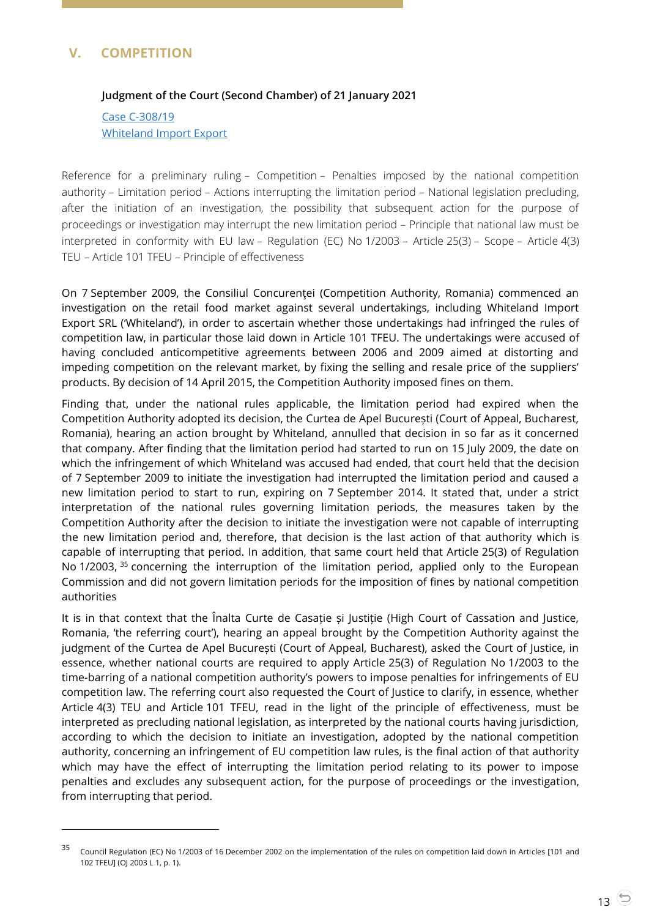## V. COMPETITION

**Judgment of the Court (Second Chamber) of 21 January 2021**

Case C-308/19
Whiteland Import Export

Reference for a preliminary ruling – Competition – Penalties imposed by the national competition authority – Limitation period – Actions interrupting the limitation period – National legislation precluding, after the initiation of an investigation, the possibility that subsequent action for the purpose of proceedings or investigation may interrupt the new limitation period – Principle that national law must be interpreted in conformity with EU law – Regulation (EC) No 1/2003 – Article 25(3) – Scope – Article 4(3) TEU – Article 101 TFEU – Principle of effectiveness

On 7 September 2009, the Consiliul Concurenţei (Competition Authority, Romania) commenced an investigation on the retail food market against several undertakings, including Whiteland Import Export SRL ('Whiteland'), in order to ascertain whether those undertakings had infringed the rules of competition law, in particular those laid down in Article 101 TFEU. The undertakings were accused of having concluded anticompetitive agreements between 2006 and 2009 aimed at distorting and impeding competition on the relevant market, by fixing the selling and resale price of the suppliers' products. By decision of 14 April 2015, the Competition Authority imposed fines on them.

Finding that, under the national rules applicable, the limitation period had expired when the Competition Authority adopted its decision, the Curtea de Apel București (Court of Appeal, Bucharest, Romania), hearing an action brought by Whiteland, annulled that decision in so far as it concerned that company. After finding that the limitation period had started to run on 15 July 2009, the date on which the infringement of which Whiteland was accused had ended, that court held that the decision of 7 September 2009 to initiate the investigation had interrupted the limitation period and caused a new limitation period to start to run, expiring on 7 September 2014. It stated that, under a strict interpretation of the national rules governing limitation periods, the measures taken by the Competition Authority after the decision to initiate the investigation were not capable of interrupting the new limitation period and, therefore, that decision is the last action of that authority which is capable of interrupting that period. In addition, that same court held that Article 25(3) of Regulation No 1/2003, [35] concerning the interruption of the limitation period, applied only to the European Commission and did not govern limitation periods for the imposition of fines by national competition authorities

It is in that context that the Înalta Curte de Casație și Justiție (High Court of Cassation and Justice, Romania, 'the referring court'), hearing an appeal brought by the Competition Authority against the judgment of the Curtea de Apel București (Court of Appeal, Bucharest), asked the Court of Justice, in essence, whether national courts are required to apply Article 25(3) of Regulation No 1/2003 to the time-barring of a national competition authority's powers to impose penalties for infringements of EU competition law. The referring court also requested the Court of Justice to clarify, in essence, whether Article 4(3) TEU and Article 101 TFEU, read in the light of the principle of effectiveness, must be interpreted as precluding national legislation, as interpreted by the national courts having jurisdiction, according to which the decision to initiate an investigation, adopted by the national competition authority, concerning an infringement of EU competition law rules, is the final action of that authority which may have the effect of interrupting the limitation period relating to its power to impose penalties and excludes any subsequent action, for the purpose of proceedings or the investigation, from interrupting that period.

---

[35] Council Regulation (EC) No 1/2003 of 16 December 2002 on the implementation of the rules on competition laid down in Articles [101 and 102 TFEU] (OJ 2003 L 1, p. 1).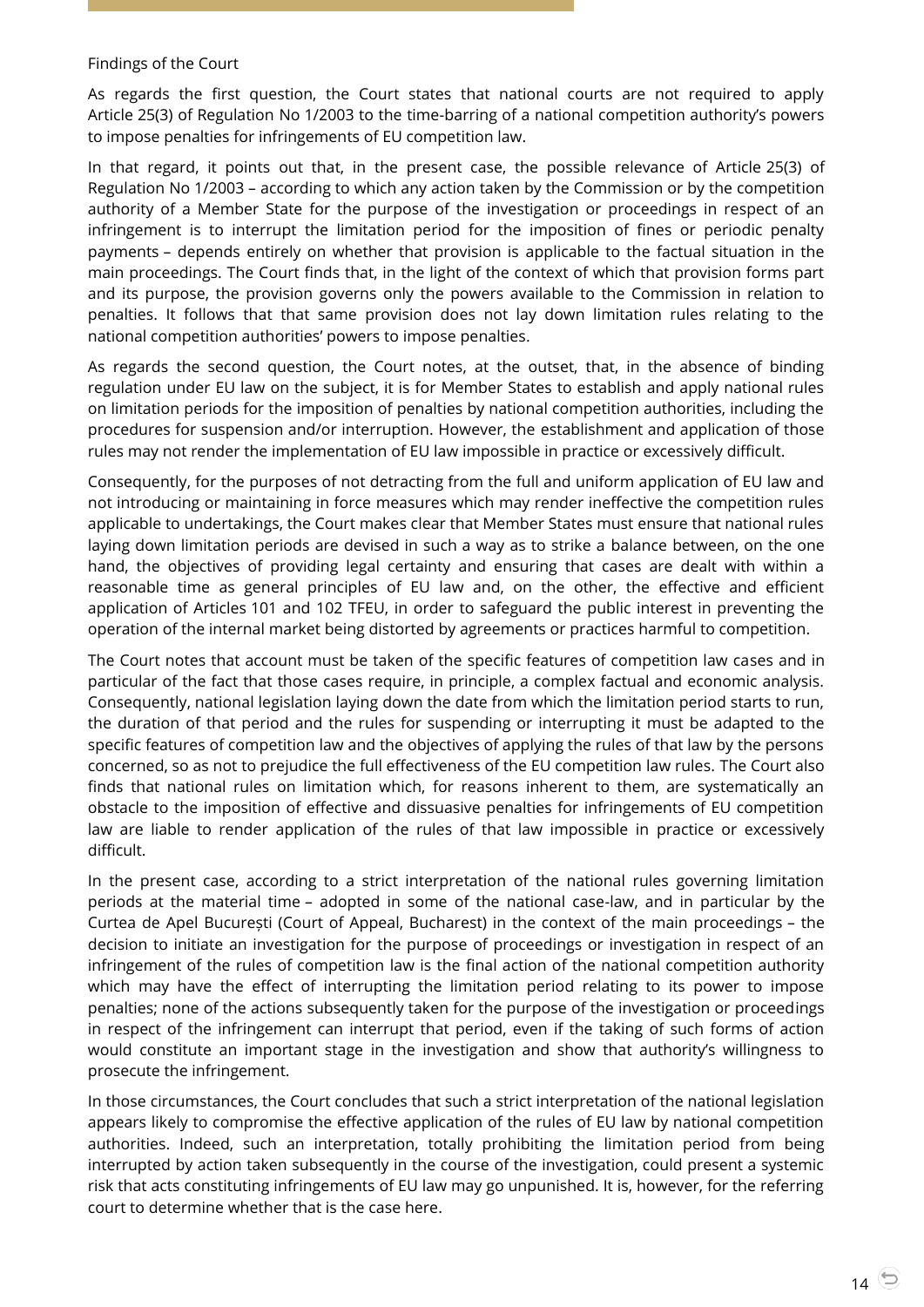Findings of the Court

As regards the first question, the Court states that national courts are not required to apply Article 25(3) of Regulation No 1/2003 to the time-barring of a national competition authority's powers to impose penalties for infringements of EU competition law.

In that regard, it points out that, in the present case, the possible relevance of Article 25(3) of Regulation No 1/2003 – according to which any action taken by the Commission or by the competition authority of a Member State for the purpose of the investigation or proceedings in respect of an infringement is to interrupt the limitation period for the imposition of fines or periodic penalty payments – depends entirely on whether that provision is applicable to the factual situation in the main proceedings. The Court finds that, in the light of the context of which that provision forms part and its purpose, the provision governs only the powers available to the Commission in relation to penalties. It follows that that same provision does not lay down limitation rules relating to the national competition authorities' powers to impose penalties.

As regards the second question, the Court notes, at the outset, that, in the absence of binding regulation under EU law on the subject, it is for Member States to establish and apply national rules on limitation periods for the imposition of penalties by national competition authorities, including the procedures for suspension and/or interruption. However, the establishment and application of those rules may not render the implementation of EU law impossible in practice or excessively difficult.

Consequently, for the purposes of not detracting from the full and uniform application of EU law and not introducing or maintaining in force measures which may render ineffective the competition rules applicable to undertakings, the Court makes clear that Member States must ensure that national rules laying down limitation periods are devised in such a way as to strike a balance between, on the one hand, the objectives of providing legal certainty and ensuring that cases are dealt with within a reasonable time as general principles of EU law and, on the other, the effective and efficient application of Articles 101 and 102 TFEU, in order to safeguard the public interest in preventing the operation of the internal market being distorted by agreements or practices harmful to competition.

The Court notes that account must be taken of the specific features of competition law cases and in particular of the fact that those cases require, in principle, a complex factual and economic analysis. Consequently, national legislation laying down the date from which the limitation period starts to run, the duration of that period and the rules for suspending or interrupting it must be adapted to the specific features of competition law and the objectives of applying the rules of that law by the persons concerned, so as not to prejudice the full effectiveness of the EU competition law rules. The Court also finds that national rules on limitation which, for reasons inherent to them, are systematically an obstacle to the imposition of effective and dissuasive penalties for infringements of EU competition law are liable to render application of the rules of that law impossible in practice or excessively difficult.

In the present case, according to a strict interpretation of the national rules governing limitation periods at the material time – adopted in some of the national case-law, and in particular by the Curtea de Apel București (Court of Appeal, Bucharest) in the context of the main proceedings – the decision to initiate an investigation for the purpose of proceedings or investigation in respect of an infringement of the rules of competition law is the final action of the national competition authority which may have the effect of interrupting the limitation period relating to its power to impose penalties; none of the actions subsequently taken for the purpose of the investigation or proceedings in respect of the infringement can interrupt that period, even if the taking of such forms of action would constitute an important stage in the investigation and show that authority's willingness to prosecute the infringement.

In those circumstances, the Court concludes that such a strict interpretation of the national legislation appears likely to compromise the effective application of the rules of EU law by national competition authorities. Indeed, such an interpretation, totally prohibiting the limitation period from being interrupted by action taken subsequently in the course of the investigation, could present a systemic risk that acts constituting infringements of EU law may go unpunished. It is, however, for the referring court to determine whether that is the case here.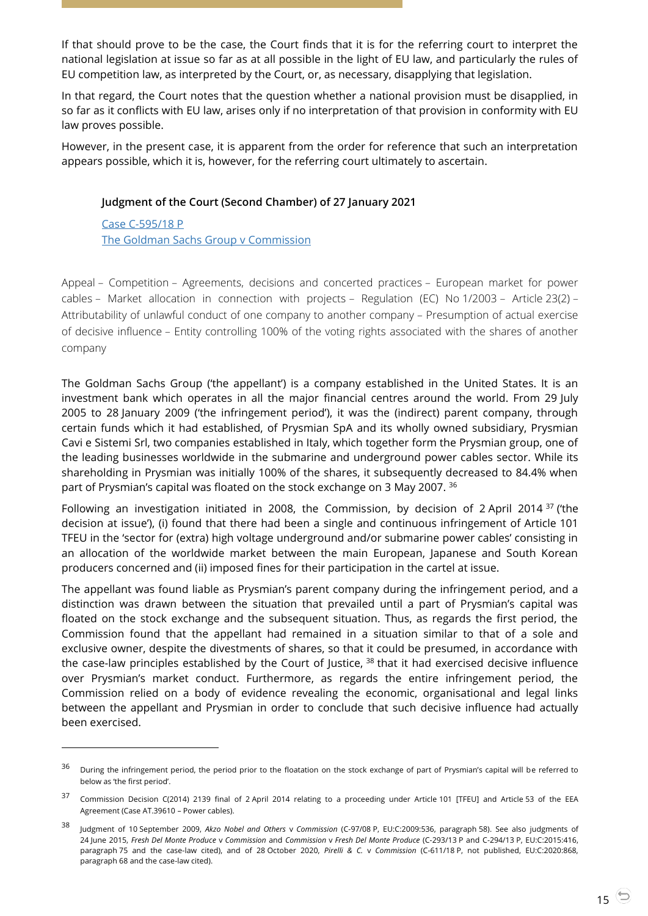If that should prove to be the case, the Court finds that it is for the referring court to interpret the national legislation at issue so far as at all possible in the light of EU law, and particularly the rules of EU competition law, as interpreted by the Court, or, as necessary, disapplying that legislation.

In that regard, the Court notes that the question whether a national provision must be disapplied, in so far as it conflicts with EU law, arises only if no interpretation of that provision in conformity with EU law proves possible.

However, in the present case, it is apparent from the order for reference that such an interpretation appears possible, which it is, however, for the referring court ultimately to ascertain.

**Judgment of the Court (Second Chamber) of 27 January 2021**

Case C-595/18 P
The Goldman Sachs Group v Commission

Appeal – Competition – Agreements, decisions and concerted practices – European market for power cables – Market allocation in connection with projects – Regulation (EC) No 1/2003 – Article 23(2) – Attributability of unlawful conduct of one company to another company – Presumption of actual exercise of decisive influence – Entity controlling 100% of the voting rights associated with the shares of another company

The Goldman Sachs Group ('the appellant') is a company established in the United States. It is an investment bank which operates in all the major financial centres around the world. From 29 July 2005 to 28 January 2009 ('the infringement period'), it was the (indirect) parent company, through certain funds which it had established, of Prysmian SpA and its wholly owned subsidiary, Prysmian Cavi e Sistemi Srl, two companies established in Italy, which together form the Prysmian group, one of the leading businesses worldwide in the submarine and underground power cables sector. While its shareholding in Prysmian was initially 100% of the shares, it subsequently decreased to 84.4% when part of Prysmian's capital was floated on the stock exchange on 3 May 2007. [36]

Following an investigation initiated in 2008, the Commission, by decision of 2 April 2014 [37] ('the decision at issue'), (i) found that there had been a single and continuous infringement of Article 101 TFEU in the 'sector for (extra) high voltage underground and/or submarine power cables' consisting in an allocation of the worldwide market between the main European, Japanese and South Korean producers concerned and (ii) imposed fines for their participation in the cartel at issue.

The appellant was found liable as Prysmian's parent company during the infringement period, and a distinction was drawn between the situation that prevailed until a part of Prysmian's capital was floated on the stock exchange and the subsequent situation. Thus, as regards the first period, the Commission found that the appellant had remained in a situation similar to that of a sole and exclusive owner, despite the divestments of shares, so that it could be presumed, in accordance with the case-law principles established by the Court of Justice, [38] that it had exercised decisive influence over Prysmian's market conduct. Furthermore, as regards the entire infringement period, the Commission relied on a body of evidence revealing the economic, organisational and legal links between the appellant and Prysmian in order to conclude that such decisive influence had actually been exercised.

---

[36] During the infringement period, the period prior to the floatation on the stock exchange of part of Prysmian's capital will be referred to below as 'the first period'.

[37] Commission Decision C(2014) 2139 final of 2 April 2014 relating to a proceeding under Article 101 [TFEU] and Article 53 of the EEA Agreement (Case AT.39610 – Power cables).

[38] Judgment of 10 September 2009, *Akzo Nobel and Others* v *Commission* (C-97/08 P, EU:C:2009:536, paragraph 58). See also judgments of 24 June 2015, *Fresh Del Monte Produce* v *Commission* and *Commission* v *Fresh Del Monte Produce* (C-293/13 P and C-294/13 P, EU:C:2015:416, paragraph 75 and the case-law cited), and of 28 October 2020, *Pirelli & C.* v *Commission* (C-611/18 P, not published, EU:C:2020:868, paragraph 68 and the case-law cited).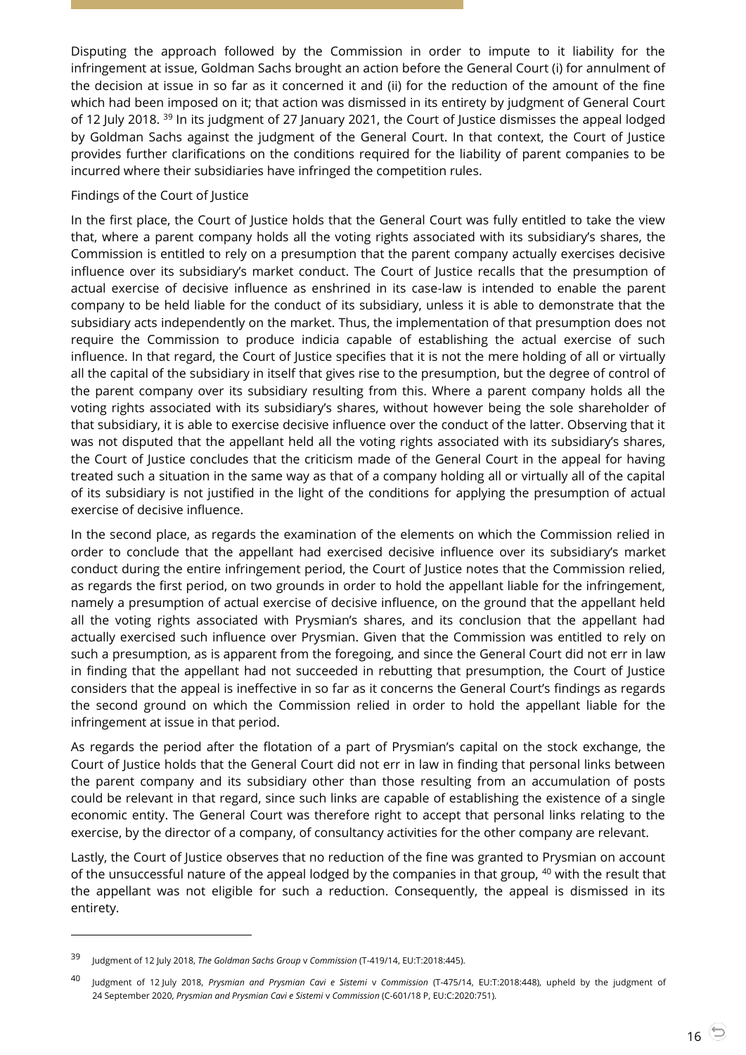Disputing the approach followed by the Commission in order to impute to it liability for the infringement at issue, Goldman Sachs brought an action before the General Court (i) for annulment of the decision at issue in so far as it concerned it and (ii) for the reduction of the amount of the fine which had been imposed on it; that action was dismissed in its entirety by judgment of General Court of 12 July 2018. [39] In its judgment of 27 January 2021, the Court of Justice dismisses the appeal lodged by Goldman Sachs against the judgment of the General Court. In that context, the Court of Justice provides further clarifications on the conditions required for the liability of parent companies to be incurred where their subsidiaries have infringed the competition rules.

Findings of the Court of Justice

In the first place, the Court of Justice holds that the General Court was fully entitled to take the view that, where a parent company holds all the voting rights associated with its subsidiary's shares, the Commission is entitled to rely on a presumption that the parent company actually exercises decisive influence over its subsidiary's market conduct. The Court of Justice recalls that the presumption of actual exercise of decisive influence as enshrined in its case-law is intended to enable the parent company to be held liable for the conduct of its subsidiary, unless it is able to demonstrate that the subsidiary acts independently on the market. Thus, the implementation of that presumption does not require the Commission to produce indicia capable of establishing the actual exercise of such influence. In that regard, the Court of Justice specifies that it is not the mere holding of all or virtually all the capital of the subsidiary in itself that gives rise to the presumption, but the degree of control of the parent company over its subsidiary resulting from this. Where a parent company holds all the voting rights associated with its subsidiary's shares, without however being the sole shareholder of that subsidiary, it is able to exercise decisive influence over the conduct of the latter. Observing that it was not disputed that the appellant held all the voting rights associated with its subsidiary's shares, the Court of Justice concludes that the criticism made of the General Court in the appeal for having treated such a situation in the same way as that of a company holding all or virtually all of the capital of its subsidiary is not justified in the light of the conditions for applying the presumption of actual exercise of decisive influence.

In the second place, as regards the examination of the elements on which the Commission relied in order to conclude that the appellant had exercised decisive influence over its subsidiary's market conduct during the entire infringement period, the Court of Justice notes that the Commission relied, as regards the first period, on two grounds in order to hold the appellant liable for the infringement, namely a presumption of actual exercise of decisive influence, on the ground that the appellant held all the voting rights associated with Prysmian's shares, and its conclusion that the appellant had actually exercised such influence over Prysmian. Given that the Commission was entitled to rely on such a presumption, as is apparent from the foregoing, and since the General Court did not err in law in finding that the appellant had not succeeded in rebutting that presumption, the Court of Justice considers that the appeal is ineffective in so far as it concerns the General Court's findings as regards the second ground on which the Commission relied in order to hold the appellant liable for the infringement at issue in that period.

As regards the period after the flotation of a part of Prysmian's capital on the stock exchange, the Court of Justice holds that the General Court did not err in law in finding that personal links between the parent company and its subsidiary other than those resulting from an accumulation of posts could be relevant in that regard, since such links are capable of establishing the existence of a single economic entity. The General Court was therefore right to accept that personal links relating to the exercise, by the director of a company, of consultancy activities for the other company are relevant.

Lastly, the Court of Justice observes that no reduction of the fine was granted to Prysmian on account of the unsuccessful nature of the appeal lodged by the companies in that group, [40] with the result that the appellant was not eligible for such a reduction. Consequently, the appeal is dismissed in its entirety.

---

[39] Judgment of 12 July 2018, *The Goldman Sachs Group* v *Commission* (T-419/14, EU:T:2018:445).

[40] Judgment of 12 July 2018, *Prysmian and Prysmian Cavi e Sistemi* v *Commission* (T-475/14, EU:T:2018:448), upheld by the judgment of 24 September 2020, *Prysmian and Prysmian Cavi e Sistemi* v *Commission* (C-601/18 P, EU:C:2020:751).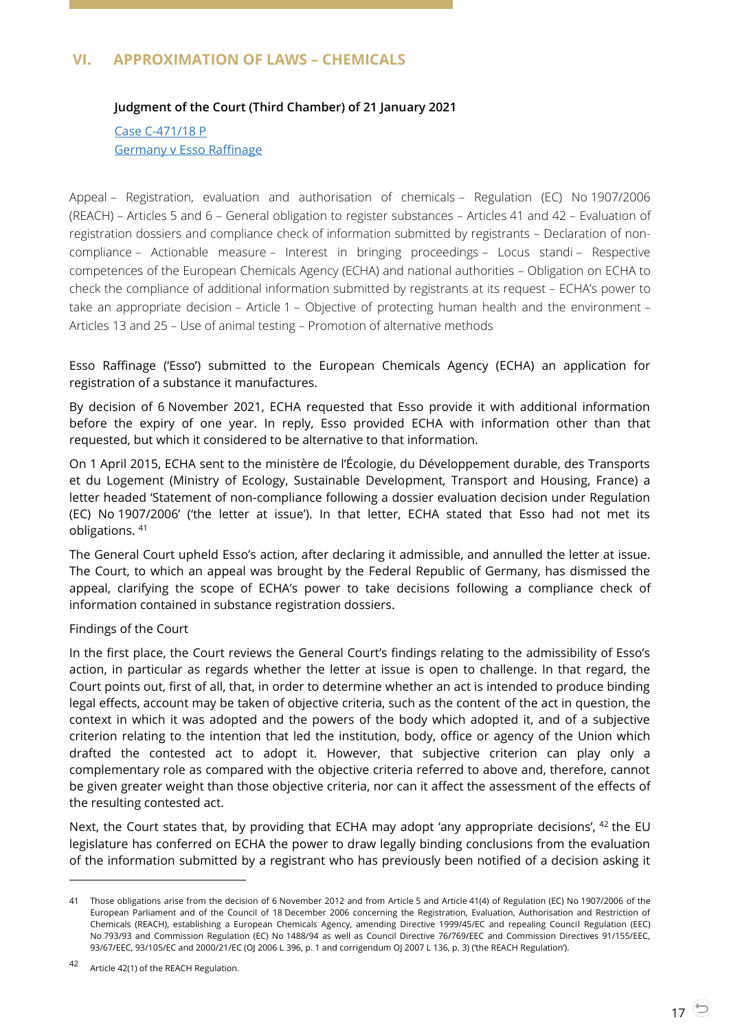## VI. APPROXIMATION OF LAWS – CHEMICALS

**Judgment of the Court (Third Chamber) of 21 January 2021**

Case C-471/18 P
Germany v Esso Raffinage

Appeal – Registration, evaluation and authorisation of chemicals – Regulation (EC) No 1907/2006 (REACH) – Articles 5 and 6 – General obligation to register substances – Articles 41 and 42 – Evaluation of registration dossiers and compliance check of information submitted by registrants – Declaration of non-compliance – Actionable measure – Interest in bringing proceedings – Locus standi – Respective competences of the European Chemicals Agency (ECHA) and national authorities – Obligation on ECHA to check the compliance of additional information submitted by registrants at its request – ECHA's power to take an appropriate decision – Article 1 – Objective of protecting human health and the environment – Articles 13 and 25 – Use of animal testing – Promotion of alternative methods

Esso Raffinage ('Esso') submitted to the European Chemicals Agency (ECHA) an application for registration of a substance it manufactures.

By decision of 6 November 2021, ECHA requested that Esso provide it with additional information before the expiry of one year. In reply, Esso provided ECHA with information other than that requested, but which it considered to be alternative to that information.

On 1 April 2015, ECHA sent to the ministère de l'Écologie, du Développement durable, des Transports et du Logement (Ministry of Ecology, Sustainable Development, Transport and Housing, France) a letter headed 'Statement of non-compliance following a dossier evaluation decision under Regulation (EC) No 1907/2006' ('the letter at issue'). In that letter, ECHA stated that Esso had not met its obligations. [41]

The General Court upheld Esso's action, after declaring it admissible, and annulled the letter at issue. The Court, to which an appeal was brought by the Federal Republic of Germany, has dismissed the appeal, clarifying the scope of ECHA's power to take decisions following a compliance check of information contained in substance registration dossiers.

Findings of the Court

In the first place, the Court reviews the General Court's findings relating to the admissibility of Esso's action, in particular as regards whether the letter at issue is open to challenge. In that regard, the Court points out, first of all, that, in order to determine whether an act is intended to produce binding legal effects, account may be taken of objective criteria, such as the content of the act in question, the context in which it was adopted and the powers of the body which adopted it, and of a subjective criterion relating to the intention that led the institution, body, office or agency of the Union which drafted the contested act to adopt it. However, that subjective criterion can play only a complementary role as compared with the objective criteria referred to above and, therefore, cannot be given greater weight than those objective criteria, nor can it affect the assessment of the effects of the resulting contested act.

Next, the Court states that, by providing that ECHA may adopt 'any appropriate decisions', [42] the EU legislature has conferred on ECHA the power to draw legally binding conclusions from the evaluation of the information submitted by a registrant who has previously been notified of a decision asking it

---

41 Those obligations arise from the decision of 6 November 2012 and from Article 5 and Article 41(4) of Regulation (EC) No 1907/2006 of the European Parliament and of the Council of 18 December 2006 concerning the Registration, Evaluation, Authorisation and Restriction of Chemicals (REACH), establishing a European Chemicals Agency, amending Directive 1999/45/EC and repealing Council Regulation (EEC) No 793/93 and Commission Regulation (EC) No 1488/94 as well as Council Directive 76/769/EEC and Commission Directives 91/155/EEC, 93/67/EEC, 93/105/EC and 2000/21/EC (OJ 2006 L 396, p. 1 and corrigendum OJ 2007 L 136, p. 3) ('the REACH Regulation').

42 Article 42(1) of the REACH Regulation.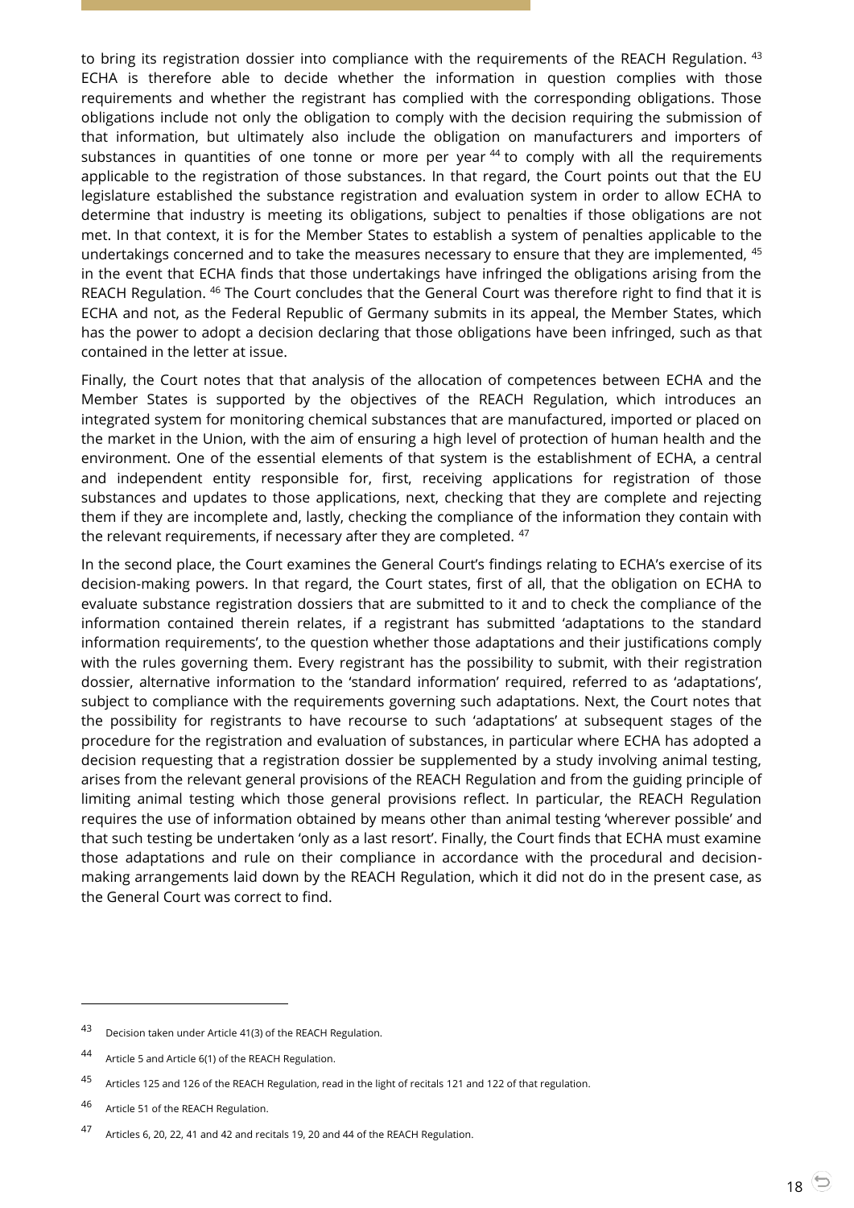to bring its registration dossier into compliance with the requirements of the REACH Regulation. [43] ECHA is therefore able to decide whether the information in question complies with those requirements and whether the registrant has complied with the corresponding obligations. Those obligations include not only the obligation to comply with the decision requiring the submission of that information, but ultimately also include the obligation on manufacturers and importers of substances in quantities of one tonne or more per year [44] to comply with all the requirements applicable to the registration of those substances. In that regard, the Court points out that the EU legislature established the substance registration and evaluation system in order to allow ECHA to determine that industry is meeting its obligations, subject to penalties if those obligations are not met. In that context, it is for the Member States to establish a system of penalties applicable to the undertakings concerned and to take the measures necessary to ensure that they are implemented, [45] in the event that ECHA finds that those undertakings have infringed the obligations arising from the REACH Regulation. [46] The Court concludes that the General Court was therefore right to find that it is ECHA and not, as the Federal Republic of Germany submits in its appeal, the Member States, which has the power to adopt a decision declaring that those obligations have been infringed, such as that contained in the letter at issue.

Finally, the Court notes that that analysis of the allocation of competences between ECHA and the Member States is supported by the objectives of the REACH Regulation, which introduces an integrated system for monitoring chemical substances that are manufactured, imported or placed on the market in the Union, with the aim of ensuring a high level of protection of human health and the environment. One of the essential elements of that system is the establishment of ECHA, a central and independent entity responsible for, first, receiving applications for registration of those substances and updates to those applications, next, checking that they are complete and rejecting them if they are incomplete and, lastly, checking the compliance of the information they contain with the relevant requirements, if necessary after they are completed. [47]

In the second place, the Court examines the General Court's findings relating to ECHA's exercise of its decision-making powers. In that regard, the Court states, first of all, that the obligation on ECHA to evaluate substance registration dossiers that are submitted to it and to check the compliance of the information contained therein relates, if a registrant has submitted 'adaptations to the standard information requirements', to the question whether those adaptations and their justifications comply with the rules governing them. Every registrant has the possibility to submit, with their registration dossier, alternative information to the 'standard information' required, referred to as 'adaptations', subject to compliance with the requirements governing such adaptations. Next, the Court notes that the possibility for registrants to have recourse to such 'adaptations' at subsequent stages of the procedure for the registration and evaluation of substances, in particular where ECHA has adopted a decision requesting that a registration dossier be supplemented by a study involving animal testing, arises from the relevant general provisions of the REACH Regulation and from the guiding principle of limiting animal testing which those general provisions reflect. In particular, the REACH Regulation requires the use of information obtained by means other than animal testing 'wherever possible' and that such testing be undertaken 'only as a last resort'. Finally, the Court finds that ECHA must examine those adaptations and rule on their compliance in accordance with the procedural and decision-making arrangements laid down by the REACH Regulation, which it did not do in the present case, as the General Court was correct to find.

---

[43] Decision taken under Article 41(3) of the REACH Regulation.

[44] Article 5 and Article 6(1) of the REACH Regulation.

[45] Articles 125 and 126 of the REACH Regulation, read in the light of recitals 121 and 122 of that regulation.

[46] Article 51 of the REACH Regulation.

[47] Articles 6, 20, 22, 41 and 42 and recitals 19, 20 and 44 of the REACH Regulation.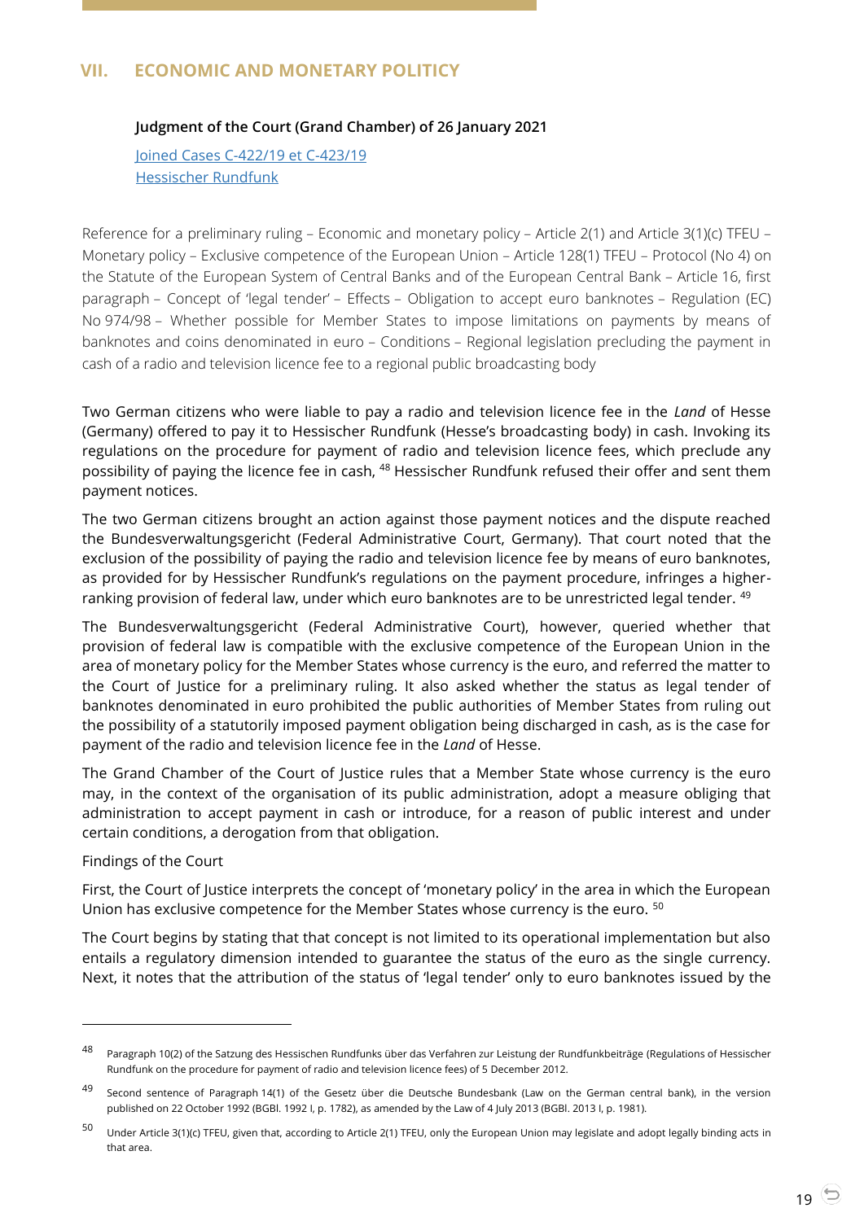## VII. ECONOMIC AND MONETARY POLITICY

**Judgment of the Court (Grand Chamber) of 26 January 2021**

Joined Cases C-422/19 et C-423/19
Hessischer Rundfunk

Reference for a preliminary ruling – Economic and monetary policy – Article 2(1) and Article 3(1)(c) TFEU – Monetary policy – Exclusive competence of the European Union – Article 128(1) TFEU – Protocol (No 4) on the Statute of the European System of Central Banks and of the European Central Bank – Article 16, first paragraph – Concept of 'legal tender' – Effects – Obligation to accept euro banknotes – Regulation (EC) No 974/98 – Whether possible for Member States to impose limitations on payments by means of banknotes and coins denominated in euro – Conditions – Regional legislation precluding the payment in cash of a radio and television licence fee to a regional public broadcasting body

Two German citizens who were liable to pay a radio and television licence fee in the *Land* of Hesse (Germany) offered to pay it to Hessischer Rundfunk (Hesse's broadcasting body) in cash. Invoking its regulations on the procedure for payment of radio and television licence fees, which preclude any possibility of paying the licence fee in cash, [48] Hessischer Rundfunk refused their offer and sent them payment notices.

The two German citizens brought an action against those payment notices and the dispute reached the Bundesverwaltungsgericht (Federal Administrative Court, Germany). That court noted that the exclusion of the possibility of paying the radio and television licence fee by means of euro banknotes, as provided for by Hessischer Rundfunk's regulations on the payment procedure, infringes a higher-ranking provision of federal law, under which euro banknotes are to be unrestricted legal tender. [49]

The Bundesverwaltungsgericht (Federal Administrative Court), however, queried whether that provision of federal law is compatible with the exclusive competence of the European Union in the area of monetary policy for the Member States whose currency is the euro, and referred the matter to the Court of Justice for a preliminary ruling. It also asked whether the status as legal tender of banknotes denominated in euro prohibited the public authorities of Member States from ruling out the possibility of a statutorily imposed payment obligation being discharged in cash, as is the case for payment of the radio and television licence fee in the *Land* of Hesse.

The Grand Chamber of the Court of Justice rules that a Member State whose currency is the euro may, in the context of the organisation of its public administration, adopt a measure obliging that administration to accept payment in cash or introduce, for a reason of public interest and under certain conditions, a derogation from that obligation.

Findings of the Court

First, the Court of Justice interprets the concept of 'monetary policy' in the area in which the European Union has exclusive competence for the Member States whose currency is the euro. [50]

The Court begins by stating that that concept is not limited to its operational implementation but also entails a regulatory dimension intended to guarantee the status of the euro as the single currency. Next, it notes that the attribution of the status of 'legal tender' only to euro banknotes issued by the

---

[48] Paragraph 10(2) of the Satzung des Hessischen Rundfunks über das Verfahren zur Leistung der Rundfunkbeiträge (Regulations of Hessischer Rundfunk on the procedure for payment of radio and television licence fees) of 5 December 2012.

[49] Second sentence of Paragraph 14(1) of the Gesetz über die Deutsche Bundesbank (Law on the German central bank), in the version published on 22 October 1992 (BGBl. 1992 I, p. 1782), as amended by the Law of 4 July 2013 (BGBl. 2013 I, p. 1981).

[50] Under Article 3(1)(c) TFEU, given that, according to Article 2(1) TFEU, only the European Union may legislate and adopt legally binding acts in that area.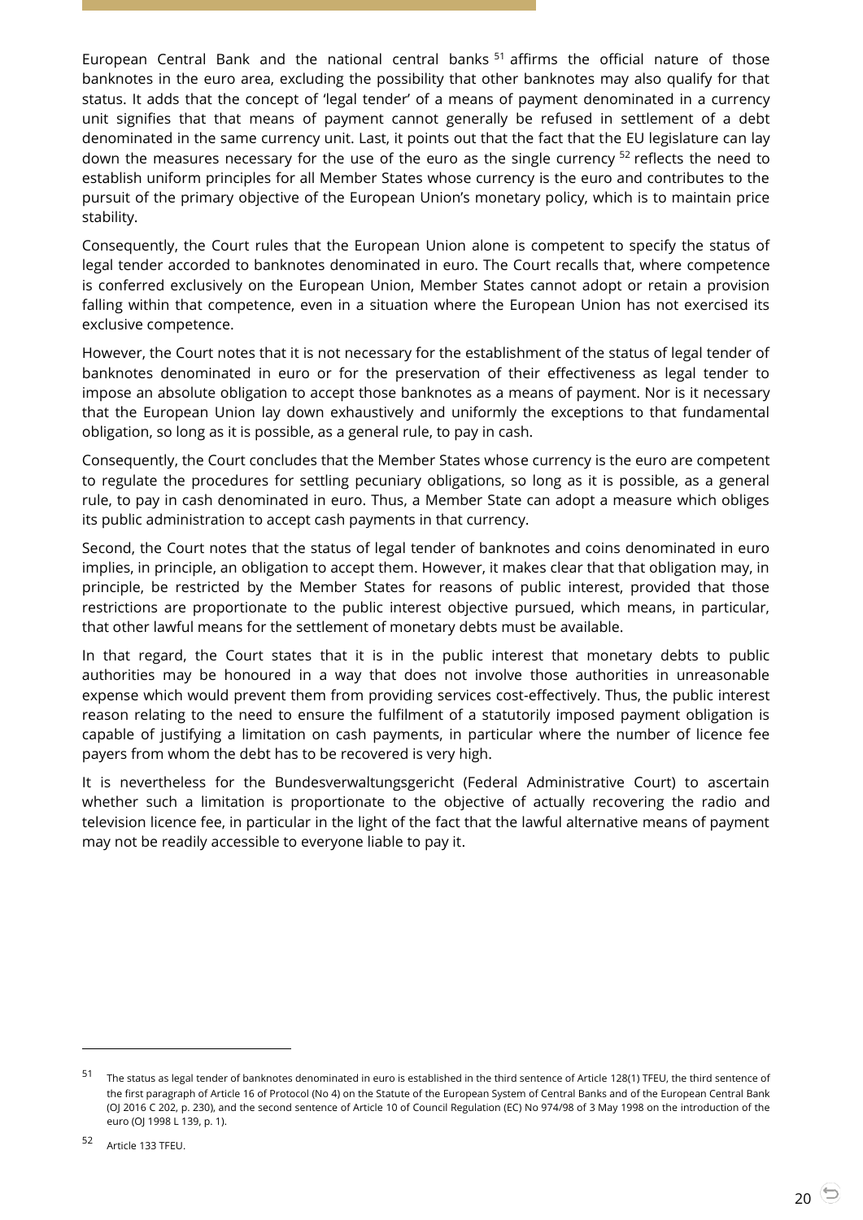European Central Bank and the national central banks [51] affirms the official nature of those banknotes in the euro area, excluding the possibility that other banknotes may also qualify for that status. It adds that the concept of 'legal tender' of a means of payment denominated in a currency unit signifies that that means of payment cannot generally be refused in settlement of a debt denominated in the same currency unit. Last, it points out that the fact that the EU legislature can lay down the measures necessary for the use of the euro as the single currency [52] reflects the need to establish uniform principles for all Member States whose currency is the euro and contributes to the pursuit of the primary objective of the European Union's monetary policy, which is to maintain price stability.

Consequently, the Court rules that the European Union alone is competent to specify the status of legal tender accorded to banknotes denominated in euro. The Court recalls that, where competence is conferred exclusively on the European Union, Member States cannot adopt or retain a provision falling within that competence, even in a situation where the European Union has not exercised its exclusive competence.

However, the Court notes that it is not necessary for the establishment of the status of legal tender of banknotes denominated in euro or for the preservation of their effectiveness as legal tender to impose an absolute obligation to accept those banknotes as a means of payment. Nor is it necessary that the European Union lay down exhaustively and uniformly the exceptions to that fundamental obligation, so long as it is possible, as a general rule, to pay in cash.

Consequently, the Court concludes that the Member States whose currency is the euro are competent to regulate the procedures for settling pecuniary obligations, so long as it is possible, as a general rule, to pay in cash denominated in euro. Thus, a Member State can adopt a measure which obliges its public administration to accept cash payments in that currency.

Second, the Court notes that the status of legal tender of banknotes and coins denominated in euro implies, in principle, an obligation to accept them. However, it makes clear that that obligation may, in principle, be restricted by the Member States for reasons of public interest, provided that those restrictions are proportionate to the public interest objective pursued, which means, in particular, that other lawful means for the settlement of monetary debts must be available.

In that regard, the Court states that it is in the public interest that monetary debts to public authorities may be honoured in a way that does not involve those authorities in unreasonable expense which would prevent them from providing services cost-effectively. Thus, the public interest reason relating to the need to ensure the fulfilment of a statutorily imposed payment obligation is capable of justifying a limitation on cash payments, in particular where the number of licence fee payers from whom the debt has to be recovered is very high.

It is nevertheless for the Bundesverwaltungsgericht (Federal Administrative Court) to ascertain whether such a limitation is proportionate to the objective of actually recovering the radio and television licence fee, in particular in the light of the fact that the lawful alternative means of payment may not be readily accessible to everyone liable to pay it.

---

[51] The status as legal tender of banknotes denominated in euro is established in the third sentence of Article 128(1) TFEU, the third sentence of the first paragraph of Article 16 of Protocol (No 4) on the Statute of the European System of Central Banks and of the European Central Bank (OJ 2016 C 202, p. 230), and the second sentence of Article 10 of Council Regulation (EC) No 974/98 of 3 May 1998 on the introduction of the euro (OJ 1998 L 139, p. 1).

[52] Article 133 TFEU.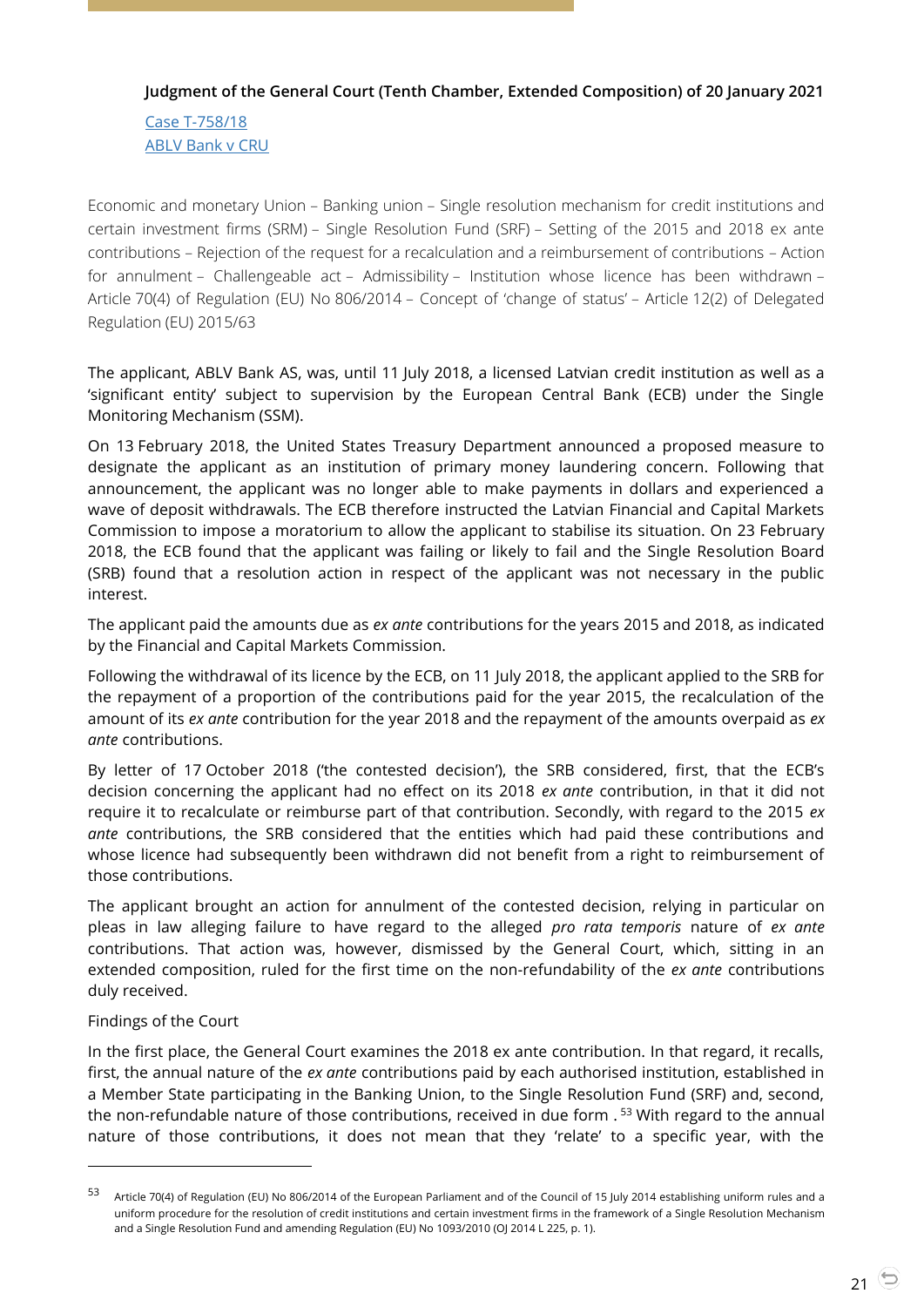### Judgment of the General Court (Tenth Chamber, Extended Composition) of 20 January 2021

Case T-758/18
ABLV Bank v CRU

Economic and monetary Union – Banking union – Single resolution mechanism for credit institutions and certain investment firms (SRM) – Single Resolution Fund (SRF) – Setting of the 2015 and 2018 ex ante contributions – Rejection of the request for a recalculation and a reimbursement of contributions – Action for annulment – Challengeable act – Admissibility – Institution whose licence has been withdrawn – Article 70(4) of Regulation (EU) No 806/2014 – Concept of 'change of status' – Article 12(2) of Delegated Regulation (EU) 2015/63

The applicant, ABLV Bank AS, was, until 11 July 2018, a licensed Latvian credit institution as well as a 'significant entity' subject to supervision by the European Central Bank (ECB) under the Single Monitoring Mechanism (SSM).

On 13 February 2018, the United States Treasury Department announced a proposed measure to designate the applicant as an institution of primary money laundering concern. Following that announcement, the applicant was no longer able to make payments in dollars and experienced a wave of deposit withdrawals. The ECB therefore instructed the Latvian Financial and Capital Markets Commission to impose a moratorium to allow the applicant to stabilise its situation. On 23 February 2018, the ECB found that the applicant was failing or likely to fail and the Single Resolution Board (SRB) found that a resolution action in respect of the applicant was not necessary in the public interest.

The applicant paid the amounts due as *ex ante* contributions for the years 2015 and 2018, as indicated by the Financial and Capital Markets Commission.

Following the withdrawal of its licence by the ECB, on 11 July 2018, the applicant applied to the SRB for the repayment of a proportion of the contributions paid for the year 2015, the recalculation of the amount of its *ex ante* contribution for the year 2018 and the repayment of the amounts overpaid as *ex ante* contributions.

By letter of 17 October 2018 ('the contested decision'), the SRB considered, first, that the ECB's decision concerning the applicant had no effect on its 2018 *ex ante* contribution, in that it did not require it to recalculate or reimburse part of that contribution. Secondly, with regard to the 2015 *ex ante* contributions, the SRB considered that the entities which had paid these contributions and whose licence had subsequently been withdrawn did not benefit from a right to reimbursement of those contributions.

The applicant brought an action for annulment of the contested decision, relying in particular on pleas in law alleging failure to have regard to the alleged *pro rata temporis* nature of *ex ante* contributions. That action was, however, dismissed by the General Court, which, sitting in an extended composition, ruled for the first time on the non-refundability of the *ex ante* contributions duly received.

Findings of the Court

In the first place, the General Court examines the 2018 ex ante contribution. In that regard, it recalls, first, the annual nature of the *ex ante* contributions paid by each authorised institution, established in a Member State participating in the Banking Union, to the Single Resolution Fund (SRF) and, second, the non-refundable nature of those contributions, received in due form .[53] With regard to the annual nature of those contributions, it does not mean that they 'relate' to a specific year, with the

---

[53] Article 70(4) of Regulation (EU) No 806/2014 of the European Parliament and of the Council of 15 July 2014 establishing uniform rules and a uniform procedure for the resolution of credit institutions and certain investment firms in the framework of a Single Resolution Mechanism and a Single Resolution Fund and amending Regulation (EU) No 1093/2010 (OJ 2014 L 225, p. 1).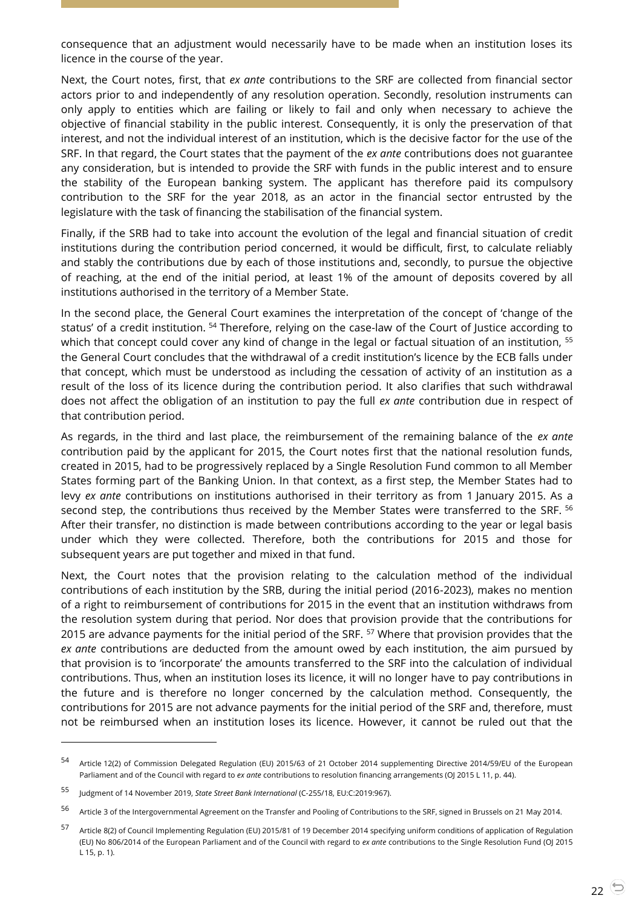consequence that an adjustment would necessarily have to be made when an institution loses its licence in the course of the year.

Next, the Court notes, first, that *ex ante* contributions to the SRF are collected from financial sector actors prior to and independently of any resolution operation. Secondly, resolution instruments can only apply to entities which are failing or likely to fail and only when necessary to achieve the objective of financial stability in the public interest. Consequently, it is only the preservation of that interest, and not the individual interest of an institution, which is the decisive factor for the use of the SRF. In that regard, the Court states that the payment of the *ex ante* contributions does not guarantee any consideration, but is intended to provide the SRF with funds in the public interest and to ensure the stability of the European banking system. The applicant has therefore paid its compulsory contribution to the SRF for the year 2018, as an actor in the financial sector entrusted by the legislature with the task of financing the stabilisation of the financial system.

Finally, if the SRB had to take into account the evolution of the legal and financial situation of credit institutions during the contribution period concerned, it would be difficult, first, to calculate reliably and stably the contributions due by each of those institutions and, secondly, to pursue the objective of reaching, at the end of the initial period, at least 1% of the amount of deposits covered by all institutions authorised in the territory of a Member State.

In the second place, the General Court examines the interpretation of the concept of 'change of the status' of a credit institution. [54] Therefore, relying on the case-law of the Court of Justice according to which that concept could cover any kind of change in the legal or factual situation of an institution, [55] the General Court concludes that the withdrawal of a credit institution's licence by the ECB falls under that concept, which must be understood as including the cessation of activity of an institution as a result of the loss of its licence during the contribution period. It also clarifies that such withdrawal does not affect the obligation of an institution to pay the full *ex ante* contribution due in respect of that contribution period.

As regards, in the third and last place, the reimbursement of the remaining balance of the *ex ante* contribution paid by the applicant for 2015, the Court notes first that the national resolution funds, created in 2015, had to be progressively replaced by a Single Resolution Fund common to all Member States forming part of the Banking Union. In that context, as a first step, the Member States had to levy *ex ante* contributions on institutions authorised in their territory as from 1 January 2015. As a second step, the contributions thus received by the Member States were transferred to the SRF. [56] After their transfer, no distinction is made between contributions according to the year or legal basis under which they were collected. Therefore, both the contributions for 2015 and those for subsequent years are put together and mixed in that fund.

Next, the Court notes that the provision relating to the calculation method of the individual contributions of each institution by the SRB, during the initial period (2016-2023), makes no mention of a right to reimbursement of contributions for 2015 in the event that an institution withdraws from the resolution system during that period. Nor does that provision provide that the contributions for 2015 are advance payments for the initial period of the SRF. [57] Where that provision provides that the *ex ante* contributions are deducted from the amount owed by each institution, the aim pursued by that provision is to 'incorporate' the amounts transferred to the SRF into the calculation of individual contributions. Thus, when an institution loses its licence, it will no longer have to pay contributions in the future and is therefore no longer concerned by the calculation method. Consequently, the contributions for 2015 are not advance payments for the initial period of the SRF and, therefore, must not be reimbursed when an institution loses its licence. However, it cannot be ruled out that the

---

[54] Article 12(2) of Commission Delegated Regulation (EU) 2015/63 of 21 October 2014 supplementing Directive 2014/59/EU of the European Parliament and of the Council with regard to *ex ante* contributions to resolution financing arrangements (OJ 2015 L 11, p. 44).

[55] Judgment of 14 November 2019, *State Street Bank International* (C-255/18, EU:C:2019:967).

[56] Article 3 of the Intergovernmental Agreement on the Transfer and Pooling of Contributions to the SRF, signed in Brussels on 21 May 2014.

[57] Article 8(2) of Council Implementing Regulation (EU) 2015/81 of 19 December 2014 specifying uniform conditions of application of Regulation (EU) No 806/2014 of the European Parliament and of the Council with regard to *ex ante* contributions to the Single Resolution Fund (OJ 2015 L 15, p. 1).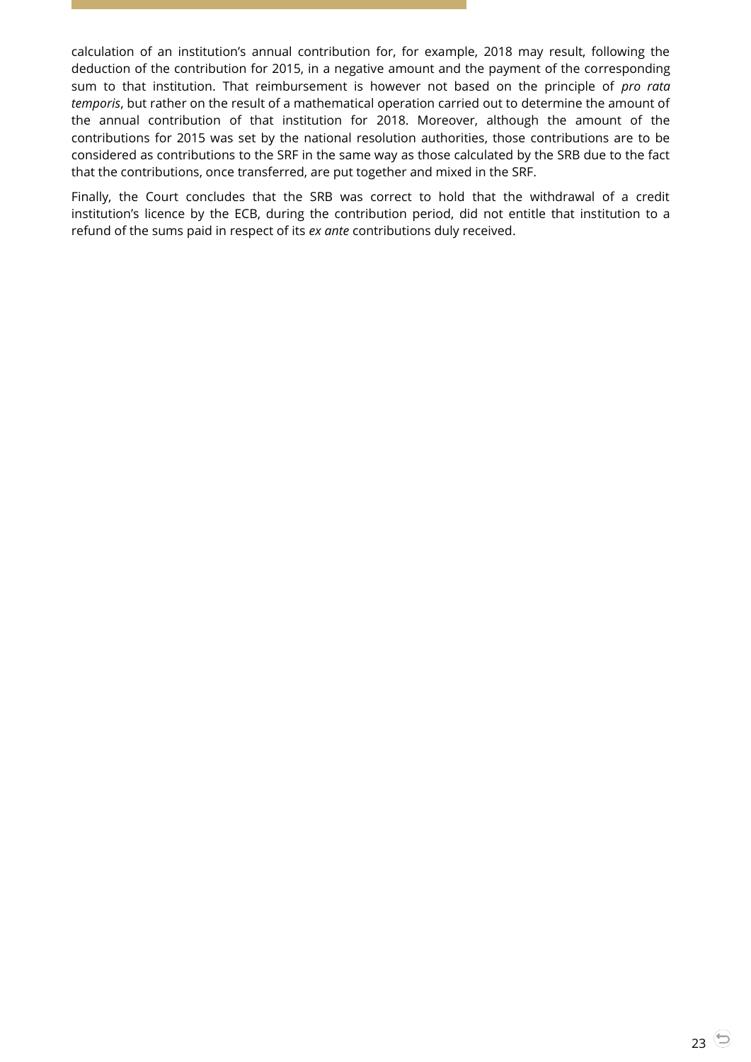calculation of an institution's annual contribution for, for example, 2018 may result, following the deduction of the contribution for 2015, in a negative amount and the payment of the corresponding sum to that institution. That reimbursement is however not based on the principle of *pro rata temporis*, but rather on the result of a mathematical operation carried out to determine the amount of the annual contribution of that institution for 2018. Moreover, although the amount of the contributions for 2015 was set by the national resolution authorities, those contributions are to be considered as contributions to the SRF in the same way as those calculated by the SRB due to the fact that the contributions, once transferred, are put together and mixed in the SRF.

Finally, the Court concludes that the SRB was correct to hold that the withdrawal of a credit institution's licence by the ECB, during the contribution period, did not entitle that institution to a refund of the sums paid in respect of its *ex ante* contributions duly received.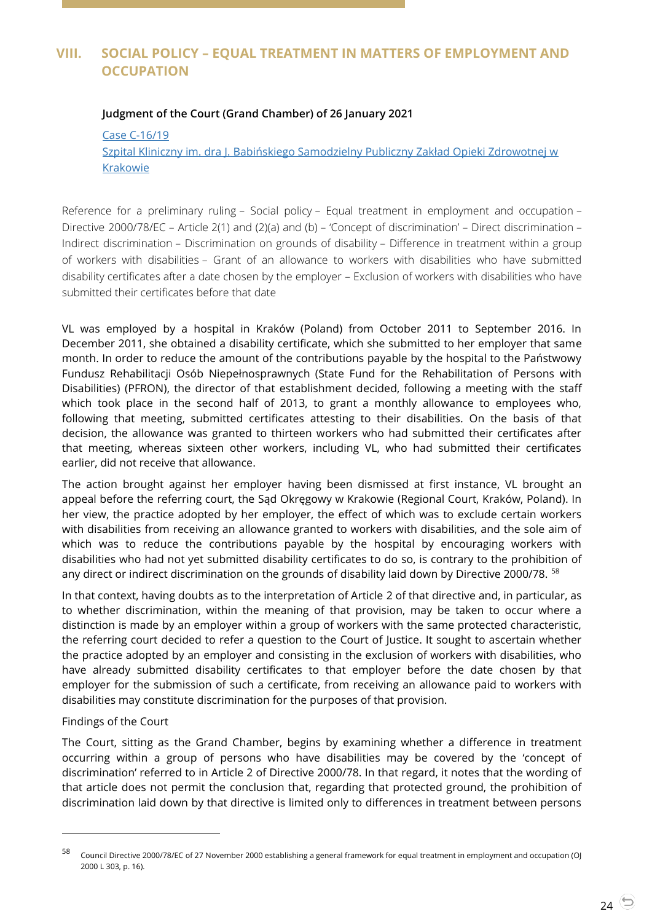## VIII. SOCIAL POLICY – EQUAL TREATMENT IN MATTERS OF EMPLOYMENT AND OCCUPATION

**Judgment of the Court (Grand Chamber) of 26 January 2021**

Case C-16/19
Szpital Kliniczny im. dra J. Babińskiego Samodzielny Publiczny Zakład Opieki Zdrowotnej w Krakowie

Reference for a preliminary ruling – Social policy – Equal treatment in employment and occupation – Directive 2000/78/EC – Article 2(1) and (2)(a) and (b) – 'Concept of discrimination' – Direct discrimination – Indirect discrimination – Discrimination on grounds of disability – Difference in treatment within a group of workers with disabilities – Grant of an allowance to workers with disabilities who have submitted disability certificates after a date chosen by the employer – Exclusion of workers with disabilities who have submitted their certificates before that date

VL was employed by a hospital in Kraków (Poland) from October 2011 to September 2016. In December 2011, she obtained a disability certificate, which she submitted to her employer that same month. In order to reduce the amount of the contributions payable by the hospital to the Państwowy Fundusz Rehabilitacji Osób Niepełnosprawnych (State Fund for the Rehabilitation of Persons with Disabilities) (PFRON), the director of that establishment decided, following a meeting with the staff which took place in the second half of 2013, to grant a monthly allowance to employees who, following that meeting, submitted certificates attesting to their disabilities. On the basis of that decision, the allowance was granted to thirteen workers who had submitted their certificates after that meeting, whereas sixteen other workers, including VL, who had submitted their certificates earlier, did not receive that allowance.

The action brought against her employer having been dismissed at first instance, VL brought an appeal before the referring court, the Sąd Okręgowy w Krakowie (Regional Court, Kraków, Poland). In her view, the practice adopted by her employer, the effect of which was to exclude certain workers with disabilities from receiving an allowance granted to workers with disabilities, and the sole aim of which was to reduce the contributions payable by the hospital by encouraging workers with disabilities who had not yet submitted disability certificates to do so, is contrary to the prohibition of any direct or indirect discrimination on the grounds of disability laid down by Directive 2000/78. [58]

In that context, having doubts as to the interpretation of Article 2 of that directive and, in particular, as to whether discrimination, within the meaning of that provision, may be taken to occur where a distinction is made by an employer within a group of workers with the same protected characteristic, the referring court decided to refer a question to the Court of Justice. It sought to ascertain whether the practice adopted by an employer and consisting in the exclusion of workers with disabilities, who have already submitted disability certificates to that employer before the date chosen by that employer for the submission of such a certificate, from receiving an allowance paid to workers with disabilities may constitute discrimination for the purposes of that provision.

Findings of the Court

The Court, sitting as the Grand Chamber, begins by examining whether a difference in treatment occurring within a group of persons who have disabilities may be covered by the 'concept of discrimination' referred to in Article 2 of Directive 2000/78. In that regard, it notes that the wording of that article does not permit the conclusion that, regarding that protected ground, the prohibition of discrimination laid down by that directive is limited only to differences in treatment between persons

---

[58] Council Directive 2000/78/EC of 27 November 2000 establishing a general framework for equal treatment in employment and occupation (OJ 2000 L 303, p. 16).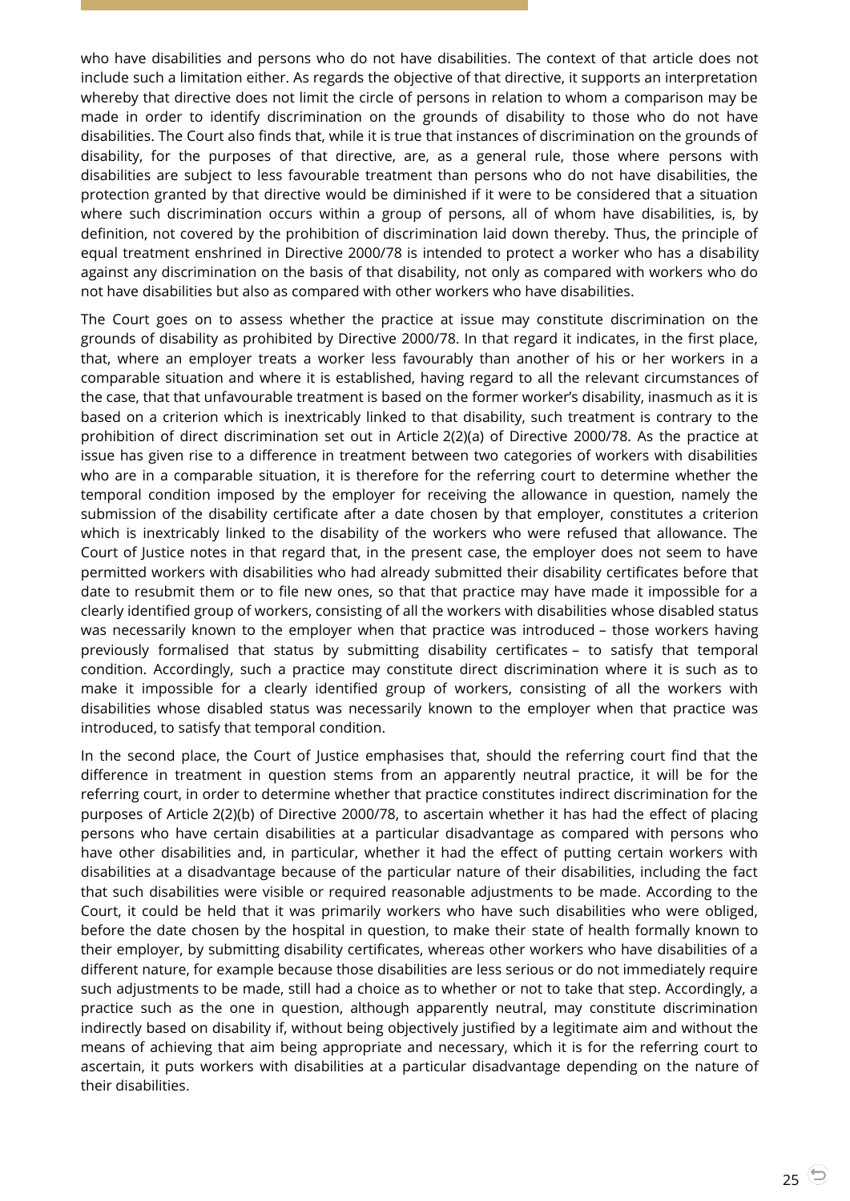who have disabilities and persons who do not have disabilities. The context of that article does not include such a limitation either. As regards the objective of that directive, it supports an interpretation whereby that directive does not limit the circle of persons in relation to whom a comparison may be made in order to identify discrimination on the grounds of disability to those who do not have disabilities. The Court also finds that, while it is true that instances of discrimination on the grounds of disability, for the purposes of that directive, are, as a general rule, those where persons with disabilities are subject to less favourable treatment than persons who do not have disabilities, the protection granted by that directive would be diminished if it were to be considered that a situation where such discrimination occurs within a group of persons, all of whom have disabilities, is, by definition, not covered by the prohibition of discrimination laid down thereby. Thus, the principle of equal treatment enshrined in Directive 2000/78 is intended to protect a worker who has a disability against any discrimination on the basis of that disability, not only as compared with workers who do not have disabilities but also as compared with other workers who have disabilities.

The Court goes on to assess whether the practice at issue may constitute discrimination on the grounds of disability as prohibited by Directive 2000/78. In that regard it indicates, in the first place, that, where an employer treats a worker less favourably than another of his or her workers in a comparable situation and where it is established, having regard to all the relevant circumstances of the case, that that unfavourable treatment is based on the former worker's disability, inasmuch as it is based on a criterion which is inextricably linked to that disability, such treatment is contrary to the prohibition of direct discrimination set out in Article 2(2)(a) of Directive 2000/78. As the practice at issue has given rise to a difference in treatment between two categories of workers with disabilities who are in a comparable situation, it is therefore for the referring court to determine whether the temporal condition imposed by the employer for receiving the allowance in question, namely the submission of the disability certificate after a date chosen by that employer, constitutes a criterion which is inextricably linked to the disability of the workers who were refused that allowance. The Court of Justice notes in that regard that, in the present case, the employer does not seem to have permitted workers with disabilities who had already submitted their disability certificates before that date to resubmit them or to file new ones, so that that practice may have made it impossible for a clearly identified group of workers, consisting of all the workers with disabilities whose disabled status was necessarily known to the employer when that practice was introduced – those workers having previously formalised that status by submitting disability certificates – to satisfy that temporal condition. Accordingly, such a practice may constitute direct discrimination where it is such as to make it impossible for a clearly identified group of workers, consisting of all the workers with disabilities whose disabled status was necessarily known to the employer when that practice was introduced, to satisfy that temporal condition.

In the second place, the Court of Justice emphasises that, should the referring court find that the difference in treatment in question stems from an apparently neutral practice, it will be for the referring court, in order to determine whether that practice constitutes indirect discrimination for the purposes of Article 2(2)(b) of Directive 2000/78, to ascertain whether it has had the effect of placing persons who have certain disabilities at a particular disadvantage as compared with persons who have other disabilities and, in particular, whether it had the effect of putting certain workers with disabilities at a disadvantage because of the particular nature of their disabilities, including the fact that such disabilities were visible or required reasonable adjustments to be made. According to the Court, it could be held that it was primarily workers who have such disabilities who were obliged, before the date chosen by the hospital in question, to make their state of health formally known to their employer, by submitting disability certificates, whereas other workers who have disabilities of a different nature, for example because those disabilities are less serious or do not immediately require such adjustments to be made, still had a choice as to whether or not to take that step. Accordingly, a practice such as the one in question, although apparently neutral, may constitute discrimination indirectly based on disability if, without being objectively justified by a legitimate aim and without the means of achieving that aim being appropriate and necessary, which it is for the referring court to ascertain, it puts workers with disabilities at a particular disadvantage depending on the nature of their disabilities.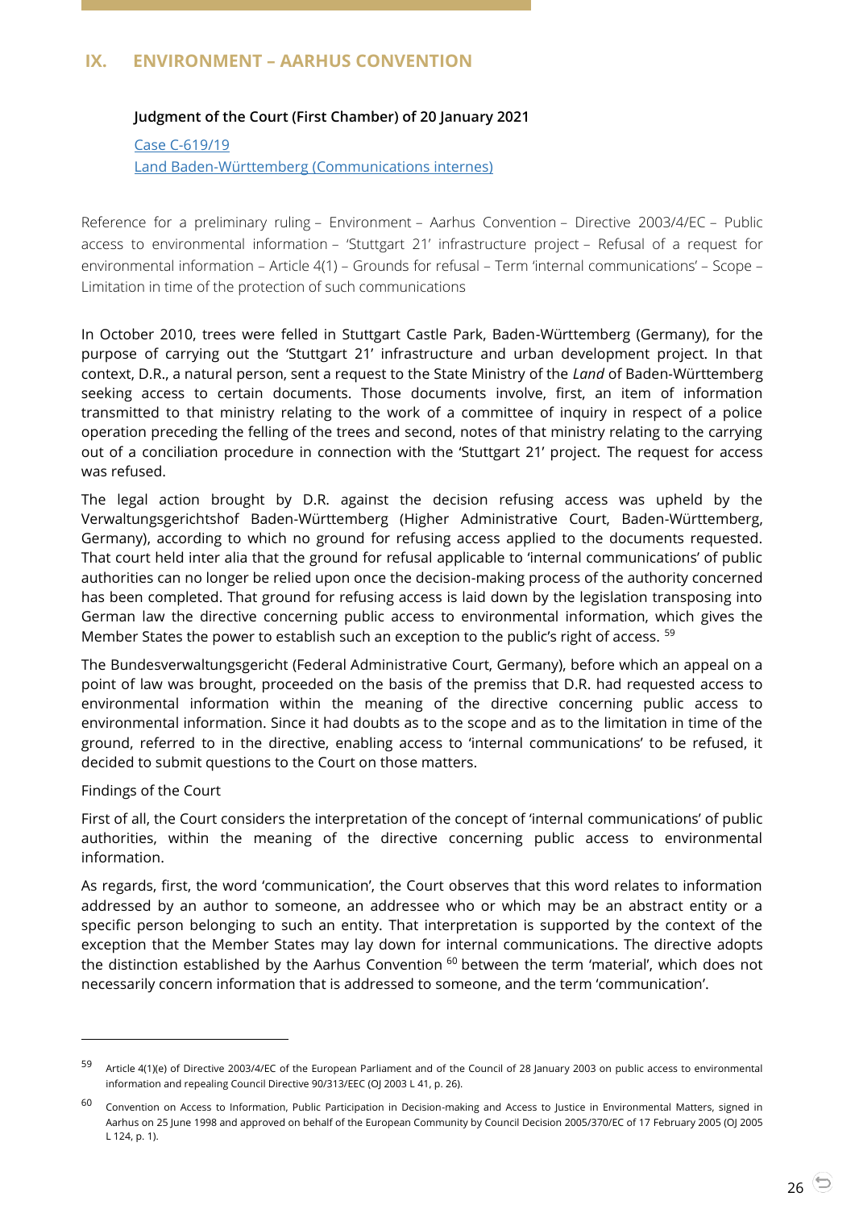## IX. ENVIRONMENT – AARHUS CONVENTION

**Judgment of the Court (First Chamber) of 20 January 2021**

[Case C-619/19](#)
[Land Baden-Württemberg (Communications internes)](#)

Reference for a preliminary ruling – Environment – Aarhus Convention – Directive 2003/4/EC – Public access to environmental information – 'Stuttgart 21' infrastructure project – Refusal of a request for environmental information – Article 4(1) – Grounds for refusal – Term 'internal communications' – Scope – Limitation in time of the protection of such communications

In October 2010, trees were felled in Stuttgart Castle Park, Baden-Württemberg (Germany), for the purpose of carrying out the 'Stuttgart 21' infrastructure and urban development project. In that context, D.R., a natural person, sent a request to the State Ministry of the *Land* of Baden-Württemberg seeking access to certain documents. Those documents involve, first, an item of information transmitted to that ministry relating to the work of a committee of inquiry in respect of a police operation preceding the felling of the trees and second, notes of that ministry relating to the carrying out of a conciliation procedure in connection with the 'Stuttgart 21' project. The request for access was refused.

The legal action brought by D.R. against the decision refusing access was upheld by the Verwaltungsgerichtshof Baden-Württemberg (Higher Administrative Court, Baden-Württemberg, Germany), according to which no ground for refusing access applied to the documents requested. That court held inter alia that the ground for refusal applicable to 'internal communications' of public authorities can no longer be relied upon once the decision-making process of the authority concerned has been completed. That ground for refusing access is laid down by the legislation transposing into German law the directive concerning public access to environmental information, which gives the Member States the power to establish such an exception to the public's right of access. [59]

The Bundesverwaltungsgericht (Federal Administrative Court, Germany), before which an appeal on a point of law was brought, proceeded on the basis of the premiss that D.R. had requested access to environmental information within the meaning of the directive concerning public access to environmental information. Since it had doubts as to the scope and as to the limitation in time of the ground, referred to in the directive, enabling access to 'internal communications' to be refused, it decided to submit questions to the Court on those matters.

Findings of the Court

First of all, the Court considers the interpretation of the concept of 'internal communications' of public authorities, within the meaning of the directive concerning public access to environmental information.

As regards, first, the word 'communication', the Court observes that this word relates to information addressed by an author to someone, an addressee who or which may be an abstract entity or a specific person belonging to such an entity. That interpretation is supported by the context of the exception that the Member States may lay down for internal communications. The directive adopts the distinction established by the Aarhus Convention [60] between the term 'material', which does not necessarily concern information that is addressed to someone, and the term 'communication'.

---

[59] Article 4(1)(e) of Directive 2003/4/EC of the European Parliament and of the Council of 28 January 2003 on public access to environmental information and repealing Council Directive 90/313/EEC (OJ 2003 L 41, p. 26).

[60] Convention on Access to Information, Public Participation in Decision-making and Access to Justice in Environmental Matters, signed in Aarhus on 25 June 1998 and approved on behalf of the European Community by Council Decision 2005/370/EC of 17 February 2005 (OJ 2005 L 124, p. 1).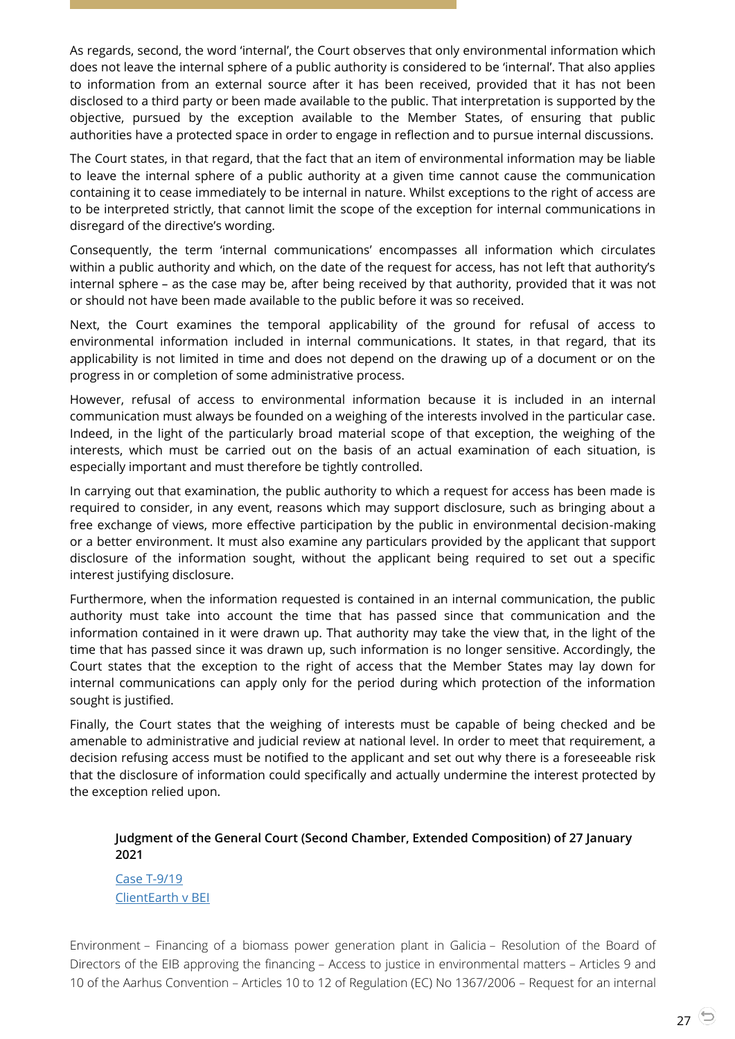As regards, second, the word 'internal', the Court observes that only environmental information which does not leave the internal sphere of a public authority is considered to be 'internal'. That also applies to information from an external source after it has been received, provided that it has not been disclosed to a third party or been made available to the public. That interpretation is supported by the objective, pursued by the exception available to the Member States, of ensuring that public authorities have a protected space in order to engage in reflection and to pursue internal discussions.

The Court states, in that regard, that the fact that an item of environmental information may be liable to leave the internal sphere of a public authority at a given time cannot cause the communication containing it to cease immediately to be internal in nature. Whilst exceptions to the right of access are to be interpreted strictly, that cannot limit the scope of the exception for internal communications in disregard of the directive's wording.

Consequently, the term 'internal communications' encompasses all information which circulates within a public authority and which, on the date of the request for access, has not left that authority's internal sphere – as the case may be, after being received by that authority, provided that it was not or should not have been made available to the public before it was so received.

Next, the Court examines the temporal applicability of the ground for refusal of access to environmental information included in internal communications. It states, in that regard, that its applicability is not limited in time and does not depend on the drawing up of a document or on the progress in or completion of some administrative process.

However, refusal of access to environmental information because it is included in an internal communication must always be founded on a weighing of the interests involved in the particular case. Indeed, in the light of the particularly broad material scope of that exception, the weighing of the interests, which must be carried out on the basis of an actual examination of each situation, is especially important and must therefore be tightly controlled.

In carrying out that examination, the public authority to which a request for access has been made is required to consider, in any event, reasons which may support disclosure, such as bringing about a free exchange of views, more effective participation by the public in environmental decision-making or a better environment. It must also examine any particulars provided by the applicant that support disclosure of the information sought, without the applicant being required to set out a specific interest justifying disclosure.

Furthermore, when the information requested is contained in an internal communication, the public authority must take into account the time that has passed since that communication and the information contained in it were drawn up. That authority may take the view that, in the light of the time that has passed since it was drawn up, such information is no longer sensitive. Accordingly, the Court states that the exception to the right of access that the Member States may lay down for internal communications can apply only for the period during which protection of the information sought is justified.

Finally, the Court states that the weighing of interests must be capable of being checked and be amenable to administrative and judicial review at national level. In order to meet that requirement, a decision refusing access must be notified to the applicant and set out why there is a foreseeable risk that the disclosure of information could specifically and actually undermine the interest protected by the exception relied upon.

**Judgment of the General Court (Second Chamber, Extended Composition) of 27 January 2021**

Case T-9/19
ClientEarth v BEI

Environment – Financing of a biomass power generation plant in Galicia – Resolution of the Board of Directors of the EIB approving the financing – Access to justice in environmental matters – Articles 9 and 10 of the Aarhus Convention – Articles 10 to 12 of Regulation (EC) No 1367/2006 – Request for an internal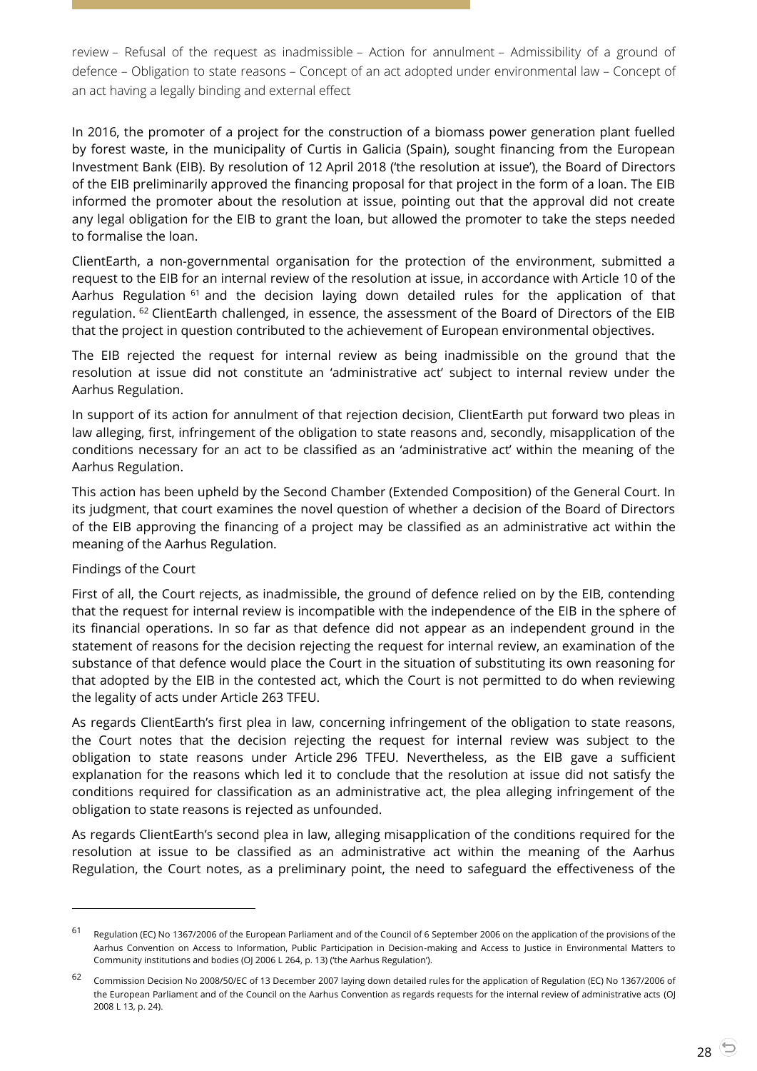review – Refusal of the request as inadmissible – Action for annulment – Admissibility of a ground of defence – Obligation to state reasons – Concept of an act adopted under environmental law – Concept of an act having a legally binding and external effect

In 2016, the promoter of a project for the construction of a biomass power generation plant fuelled by forest waste, in the municipality of Curtis in Galicia (Spain), sought financing from the European Investment Bank (EIB). By resolution of 12 April 2018 ('the resolution at issue'), the Board of Directors of the EIB preliminarily approved the financing proposal for that project in the form of a loan. The EIB informed the promoter about the resolution at issue, pointing out that the approval did not create any legal obligation for the EIB to grant the loan, but allowed the promoter to take the steps needed to formalise the loan.

ClientEarth, a non-governmental organisation for the protection of the environment, submitted a request to the EIB for an internal review of the resolution at issue, in accordance with Article 10 of the Aarhus Regulation [61] and the decision laying down detailed rules for the application of that regulation. [62] ClientEarth challenged, in essence, the assessment of the Board of Directors of the EIB that the project in question contributed to the achievement of European environmental objectives.

The EIB rejected the request for internal review as being inadmissible on the ground that the resolution at issue did not constitute an 'administrative act' subject to internal review under the Aarhus Regulation.

In support of its action for annulment of that rejection decision, ClientEarth put forward two pleas in law alleging, first, infringement of the obligation to state reasons and, secondly, misapplication of the conditions necessary for an act to be classified as an 'administrative act' within the meaning of the Aarhus Regulation.

This action has been upheld by the Second Chamber (Extended Composition) of the General Court. In its judgment, that court examines the novel question of whether a decision of the Board of Directors of the EIB approving the financing of a project may be classified as an administrative act within the meaning of the Aarhus Regulation.

Findings of the Court

First of all, the Court rejects, as inadmissible, the ground of defence relied on by the EIB, contending that the request for internal review is incompatible with the independence of the EIB in the sphere of its financial operations. In so far as that defence did not appear as an independent ground in the statement of reasons for the decision rejecting the request for internal review, an examination of the substance of that defence would place the Court in the situation of substituting its own reasoning for that adopted by the EIB in the contested act, which the Court is not permitted to do when reviewing the legality of acts under Article 263 TFEU.

As regards ClientEarth's first plea in law, concerning infringement of the obligation to state reasons, the Court notes that the decision rejecting the request for internal review was subject to the obligation to state reasons under Article 296 TFEU. Nevertheless, as the EIB gave a sufficient explanation for the reasons which led it to conclude that the resolution at issue did not satisfy the conditions required for classification as an administrative act, the plea alleging infringement of the obligation to state reasons is rejected as unfounded.

As regards ClientEarth's second plea in law, alleging misapplication of the conditions required for the resolution at issue to be classified as an administrative act within the meaning of the Aarhus Regulation, the Court notes, as a preliminary point, the need to safeguard the effectiveness of the

---

[61] Regulation (EC) No 1367/2006 of the European Parliament and of the Council of 6 September 2006 on the application of the provisions of the Aarhus Convention on Access to Information, Public Participation in Decision-making and Access to Justice in Environmental Matters to Community institutions and bodies (OJ 2006 L 264, p. 13) ('the Aarhus Regulation').

[62] Commission Decision No 2008/50/EC of 13 December 2007 laying down detailed rules for the application of Regulation (EC) No 1367/2006 of the European Parliament and of the Council on the Aarhus Convention as regards requests for the internal review of administrative acts (OJ 2008 L 13, p. 24).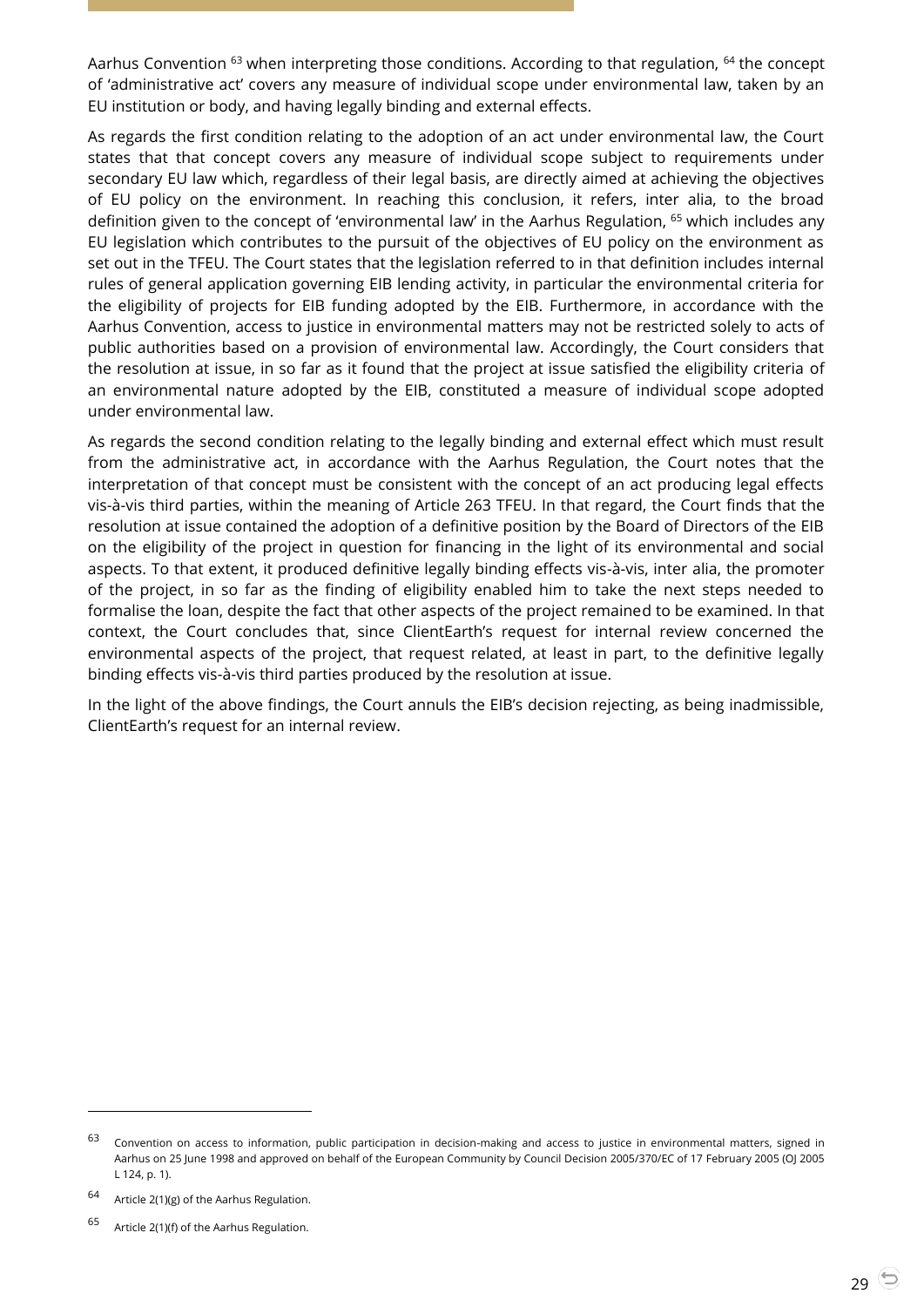Aarhus Convention [63] when interpreting those conditions. According to that regulation, [64] the concept of 'administrative act' covers any measure of individual scope under environmental law, taken by an EU institution or body, and having legally binding and external effects.

As regards the first condition relating to the adoption of an act under environmental law, the Court states that that concept covers any measure of individual scope subject to requirements under secondary EU law which, regardless of their legal basis, are directly aimed at achieving the objectives of EU policy on the environment. In reaching this conclusion, it refers, inter alia, to the broad definition given to the concept of 'environmental law' in the Aarhus Regulation, [65] which includes any EU legislation which contributes to the pursuit of the objectives of EU policy on the environment as set out in the TFEU. The Court states that the legislation referred to in that definition includes internal rules of general application governing EIB lending activity, in particular the environmental criteria for the eligibility of projects for EIB funding adopted by the EIB. Furthermore, in accordance with the Aarhus Convention, access to justice in environmental matters may not be restricted solely to acts of public authorities based on a provision of environmental law. Accordingly, the Court considers that the resolution at issue, in so far as it found that the project at issue satisfied the eligibility criteria of an environmental nature adopted by the EIB, constituted a measure of individual scope adopted under environmental law.

As regards the second condition relating to the legally binding and external effect which must result from the administrative act, in accordance with the Aarhus Regulation, the Court notes that the interpretation of that concept must be consistent with the concept of an act producing legal effects vis-à-vis third parties, within the meaning of Article 263 TFEU. In that regard, the Court finds that the resolution at issue contained the adoption of a definitive position by the Board of Directors of the EIB on the eligibility of the project in question for financing in the light of its environmental and social aspects. To that extent, it produced definitive legally binding effects vis-à-vis, inter alia, the promoter of the project, in so far as the finding of eligibility enabled him to take the next steps needed to formalise the loan, despite the fact that other aspects of the project remained to be examined. In that context, the Court concludes that, since ClientEarth's request for internal review concerned the environmental aspects of the project, that request related, at least in part, to the definitive legally binding effects vis-à-vis third parties produced by the resolution at issue.

In the light of the above findings, the Court annuls the EIB's decision rejecting, as being inadmissible, ClientEarth's request for an internal review.

---

[63] Convention on access to information, public participation in decision-making and access to justice in environmental matters, signed in Aarhus on 25 June 1998 and approved on behalf of the European Community by Council Decision 2005/370/EC of 17 February 2005 (OJ 2005 L 124, p. 1).

[64] Article 2(1)(g) of the Aarhus Regulation.

[65] Article 2(1)(f) of the Aarhus Regulation.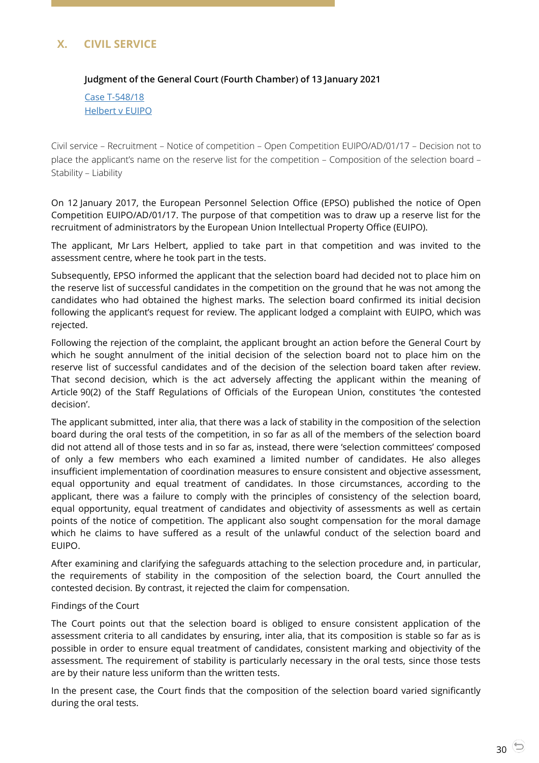## X. CIVIL SERVICE

**Judgment of the General Court (Fourth Chamber) of 13 January 2021**

Case T-548/18
Helbert v EUIPO

Civil service – Recruitment – Notice of competition – Open Competition EUIPO/AD/01/17 – Decision not to place the applicant's name on the reserve list for the competition – Composition of the selection board – Stability – Liability

On 12 January 2017, the European Personnel Selection Office (EPSO) published the notice of Open Competition EUIPO/AD/01/17. The purpose of that competition was to draw up a reserve list for the recruitment of administrators by the European Union Intellectual Property Office (EUIPO).

The applicant, Mr Lars Helbert, applied to take part in that competition and was invited to the assessment centre, where he took part in the tests.

Subsequently, EPSO informed the applicant that the selection board had decided not to place him on the reserve list of successful candidates in the competition on the ground that he was not among the candidates who had obtained the highest marks. The selection board confirmed its initial decision following the applicant's request for review. The applicant lodged a complaint with EUIPO, which was rejected.

Following the rejection of the complaint, the applicant brought an action before the General Court by which he sought annulment of the initial decision of the selection board not to place him on the reserve list of successful candidates and of the decision of the selection board taken after review. That second decision, which is the act adversely affecting the applicant within the meaning of Article 90(2) of the Staff Regulations of Officials of the European Union, constitutes 'the contested decision'.

The applicant submitted, inter alia, that there was a lack of stability in the composition of the selection board during the oral tests of the competition, in so far as all of the members of the selection board did not attend all of those tests and in so far as, instead, there were 'selection committees' composed of only a few members who each examined a limited number of candidates. He also alleges insufficient implementation of coordination measures to ensure consistent and objective assessment, equal opportunity and equal treatment of candidates. In those circumstances, according to the applicant, there was a failure to comply with the principles of consistency of the selection board, equal opportunity, equal treatment of candidates and objectivity of assessments as well as certain points of the notice of competition. The applicant also sought compensation for the moral damage which he claims to have suffered as a result of the unlawful conduct of the selection board and EUIPO.

After examining and clarifying the safeguards attaching to the selection procedure and, in particular, the requirements of stability in the composition of the selection board, the Court annulled the contested decision. By contrast, it rejected the claim for compensation.

Findings of the Court

The Court points out that the selection board is obliged to ensure consistent application of the assessment criteria to all candidates by ensuring, inter alia, that its composition is stable so far as is possible in order to ensure equal treatment of candidates, consistent marking and objectivity of the assessment. The requirement of stability is particularly necessary in the oral tests, since those tests are by their nature less uniform than the written tests.

In the present case, the Court finds that the composition of the selection board varied significantly during the oral tests.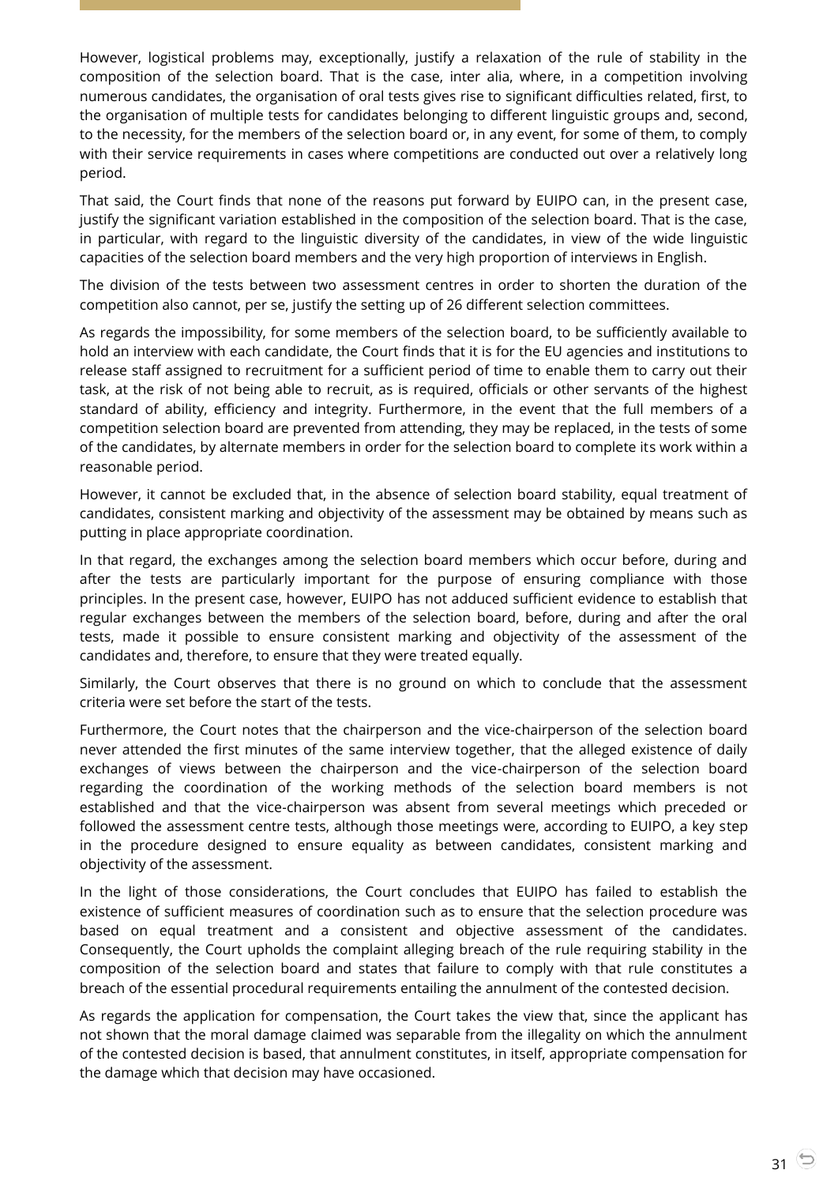However, logistical problems may, exceptionally, justify a relaxation of the rule of stability in the composition of the selection board. That is the case, inter alia, where, in a competition involving numerous candidates, the organisation of oral tests gives rise to significant difficulties related, first, to the organisation of multiple tests for candidates belonging to different linguistic groups and, second, to the necessity, for the members of the selection board or, in any event, for some of them, to comply with their service requirements in cases where competitions are conducted out over a relatively long period.

That said, the Court finds that none of the reasons put forward by EUIPO can, in the present case, justify the significant variation established in the composition of the selection board. That is the case, in particular, with regard to the linguistic diversity of the candidates, in view of the wide linguistic capacities of the selection board members and the very high proportion of interviews in English.

The division of the tests between two assessment centres in order to shorten the duration of the competition also cannot, per se, justify the setting up of 26 different selection committees.

As regards the impossibility, for some members of the selection board, to be sufficiently available to hold an interview with each candidate, the Court finds that it is for the EU agencies and institutions to release staff assigned to recruitment for a sufficient period of time to enable them to carry out their task, at the risk of not being able to recruit, as is required, officials or other servants of the highest standard of ability, efficiency and integrity. Furthermore, in the event that the full members of a competition selection board are prevented from attending, they may be replaced, in the tests of some of the candidates, by alternate members in order for the selection board to complete its work within a reasonable period.

However, it cannot be excluded that, in the absence of selection board stability, equal treatment of candidates, consistent marking and objectivity of the assessment may be obtained by means such as putting in place appropriate coordination.

In that regard, the exchanges among the selection board members which occur before, during and after the tests are particularly important for the purpose of ensuring compliance with those principles. In the present case, however, EUIPO has not adduced sufficient evidence to establish that regular exchanges between the members of the selection board, before, during and after the oral tests, made it possible to ensure consistent marking and objectivity of the assessment of the candidates and, therefore, to ensure that they were treated equally.

Similarly, the Court observes that there is no ground on which to conclude that the assessment criteria were set before the start of the tests.

Furthermore, the Court notes that the chairperson and the vice-chairperson of the selection board never attended the first minutes of the same interview together, that the alleged existence of daily exchanges of views between the chairperson and the vice-chairperson of the selection board regarding the coordination of the working methods of the selection board members is not established and that the vice-chairperson was absent from several meetings which preceded or followed the assessment centre tests, although those meetings were, according to EUIPO, a key step in the procedure designed to ensure equality as between candidates, consistent marking and objectivity of the assessment.

In the light of those considerations, the Court concludes that EUIPO has failed to establish the existence of sufficient measures of coordination such as to ensure that the selection procedure was based on equal treatment and a consistent and objective assessment of the candidates. Consequently, the Court upholds the complaint alleging breach of the rule requiring stability in the composition of the selection board and states that failure to comply with that rule constitutes a breach of the essential procedural requirements entailing the annulment of the contested decision.

As regards the application for compensation, the Court takes the view that, since the applicant has not shown that the moral damage claimed was separable from the illegality on which the annulment of the contested decision is based, that annulment constitutes, in itself, appropriate compensation for the damage which that decision may have occasioned.